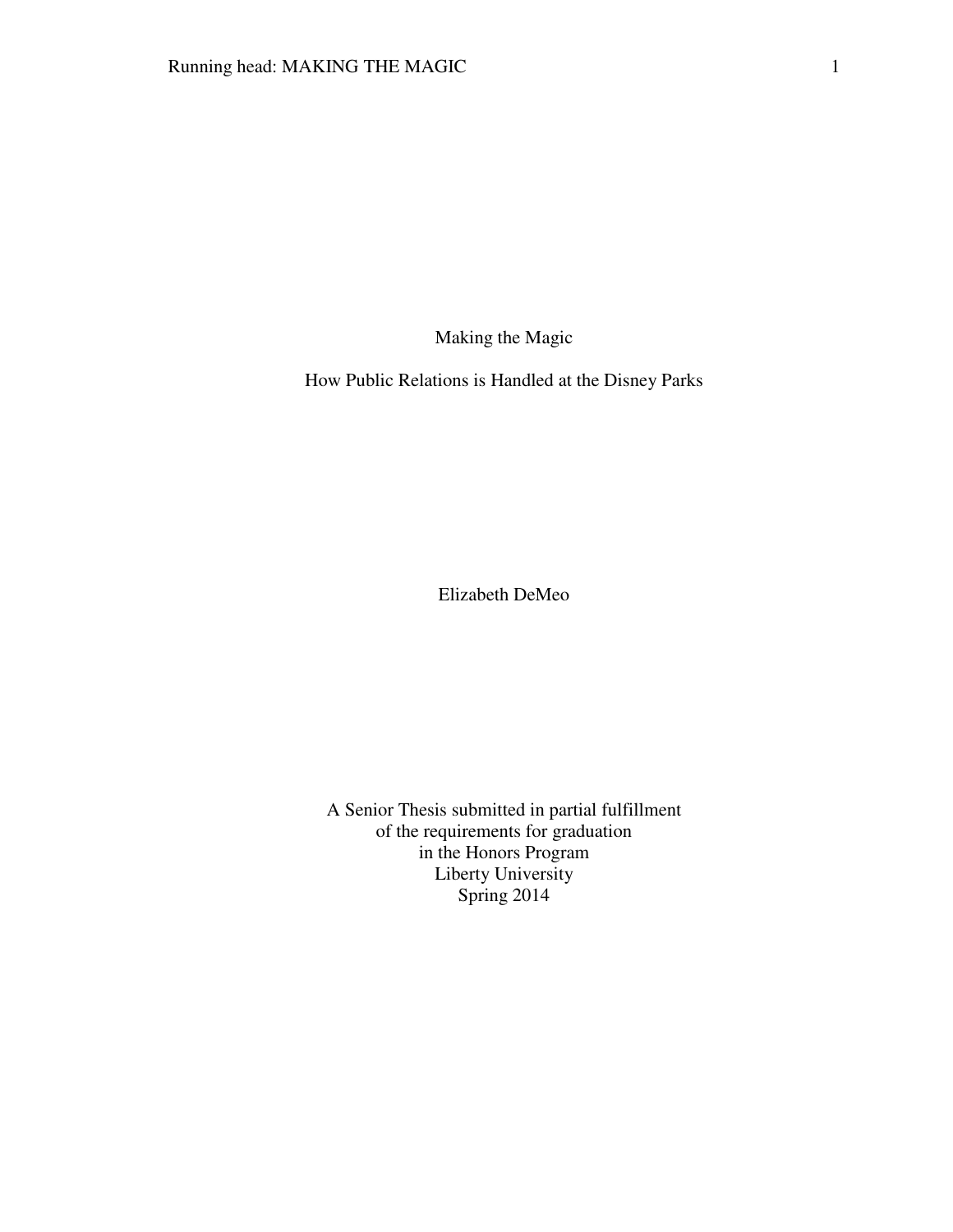# Making the Magic

## How Public Relations is Handled at the Disney Parks

Elizabeth DeMeo

A Senior Thesis submitted in partial fulfillment
of the requirements for graduation
in the Honors Program
Liberty University
Spring 2014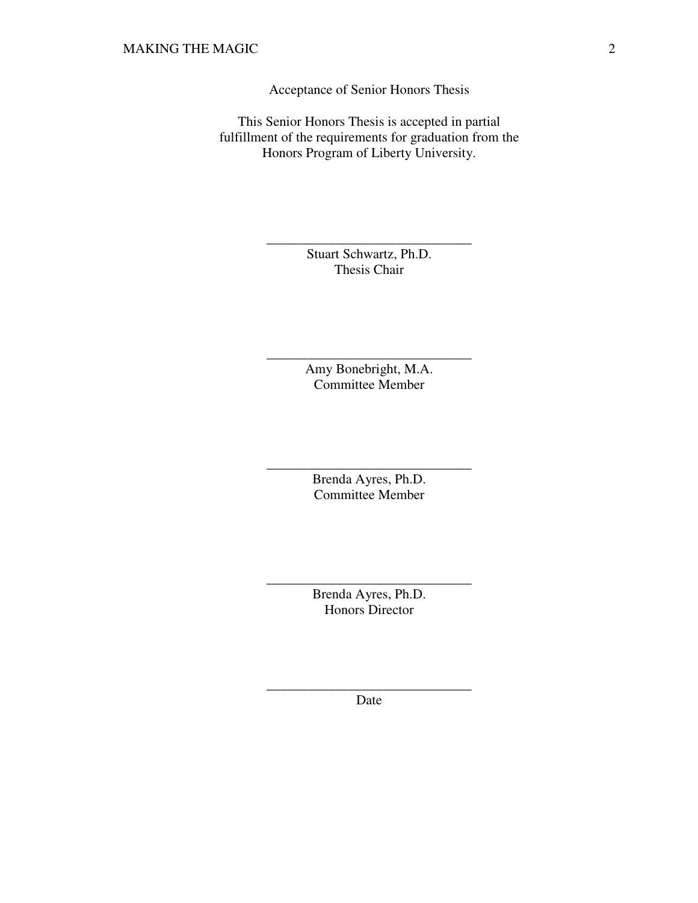Acceptance of Senior Honors Thesis

This Senior Honors Thesis is accepted in partial fulfillment of the requirements for graduation from the Honors Program of Liberty University.

______________________________
Stuart Schwartz, Ph.D.
Thesis Chair

______________________________
Amy Bonebright, M.A.
Committee Member

______________________________
Brenda Ayres, Ph.D.
Committee Member

______________________________
Brenda Ayres, Ph.D.
Honors Director

______________________________
Date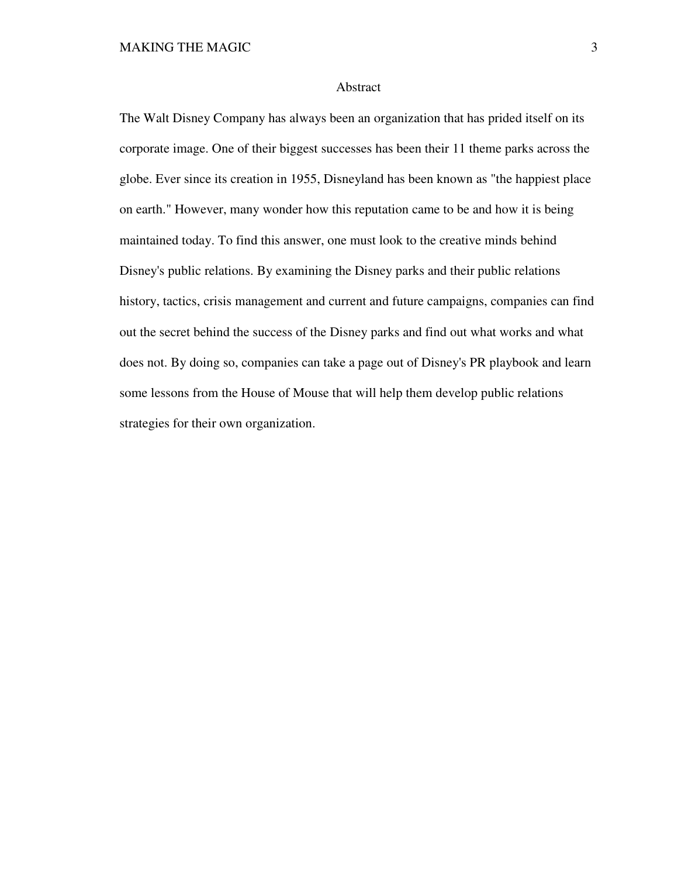# Abstract

The Walt Disney Company has always been an organization that has prided itself on its corporate image. One of their biggest successes has been their 11 theme parks across the globe. Ever since its creation in 1955, Disneyland has been known as "the happiest place on earth." However, many wonder how this reputation came to be and how it is being maintained today. To find this answer, one must look to the creative minds behind Disney's public relations. By examining the Disney parks and their public relations history, tactics, crisis management and current and future campaigns, companies can find out the secret behind the success of the Disney parks and find out what works and what does not. By doing so, companies can take a page out of Disney's PR playbook and learn some lessons from the House of Mouse that will help them develop public relations strategies for their own organization.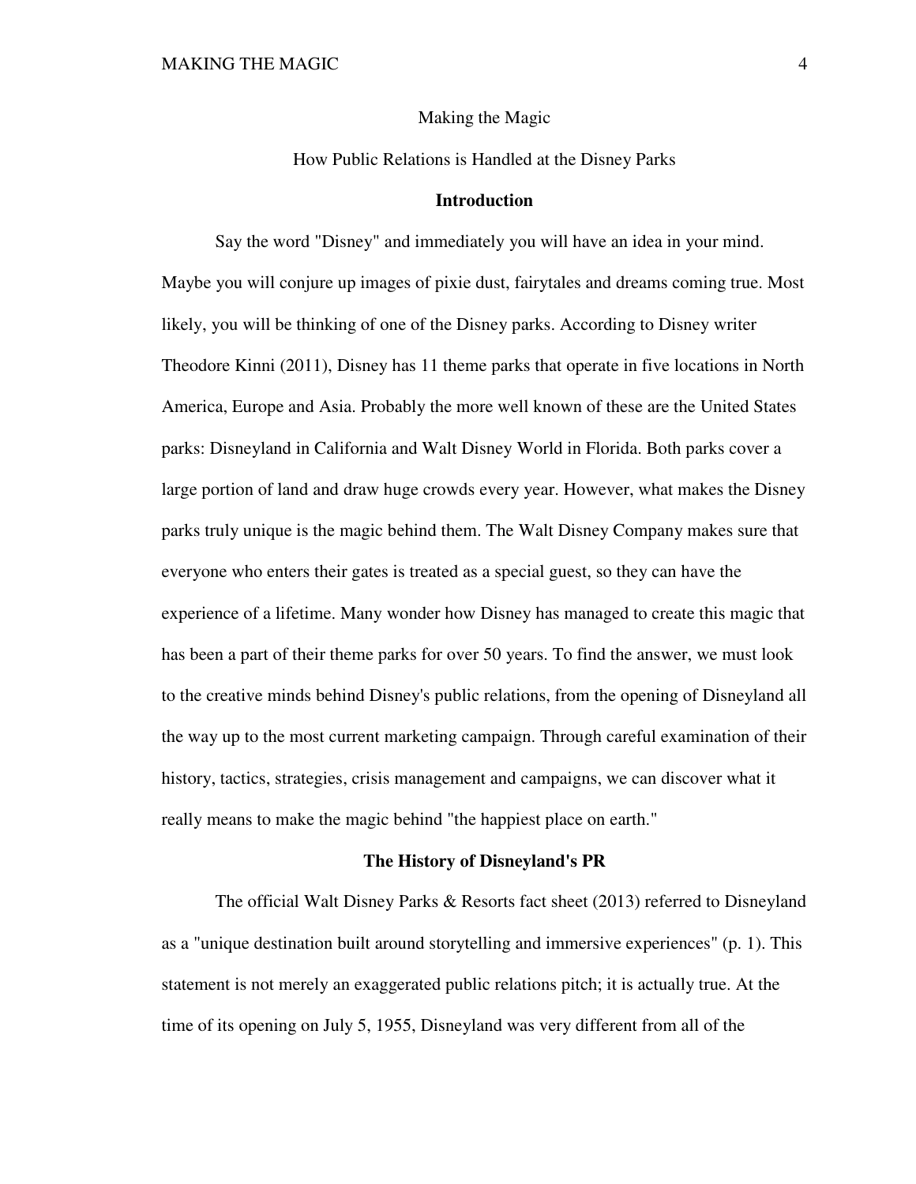Making the Magic

How Public Relations is Handled at the Disney Parks

## Introduction

Say the word "Disney" and immediately you will have an idea in your mind. Maybe you will conjure up images of pixie dust, fairytales and dreams coming true. Most likely, you will be thinking of one of the Disney parks. According to Disney writer Theodore Kinni (2011), Disney has 11 theme parks that operate in five locations in North America, Europe and Asia. Probably the more well known of these are the United States parks: Disneyland in California and Walt Disney World in Florida. Both parks cover a large portion of land and draw huge crowds every year. However, what makes the Disney parks truly unique is the magic behind them. The Walt Disney Company makes sure that everyone who enters their gates is treated as a special guest, so they can have the experience of a lifetime. Many wonder how Disney has managed to create this magic that has been a part of their theme parks for over 50 years. To find the answer, we must look to the creative minds behind Disney's public relations, from the opening of Disneyland all the way up to the most current marketing campaign. Through careful examination of their history, tactics, strategies, crisis management and campaigns, we can discover what it really means to make the magic behind "the happiest place on earth."

## The History of Disneyland's PR

The official Walt Disney Parks & Resorts fact sheet (2013) referred to Disneyland as a "unique destination built around storytelling and immersive experiences" (p. 1). This statement is not merely an exaggerated public relations pitch; it is actually true. At the time of its opening on July 5, 1955, Disneyland was very different from all of the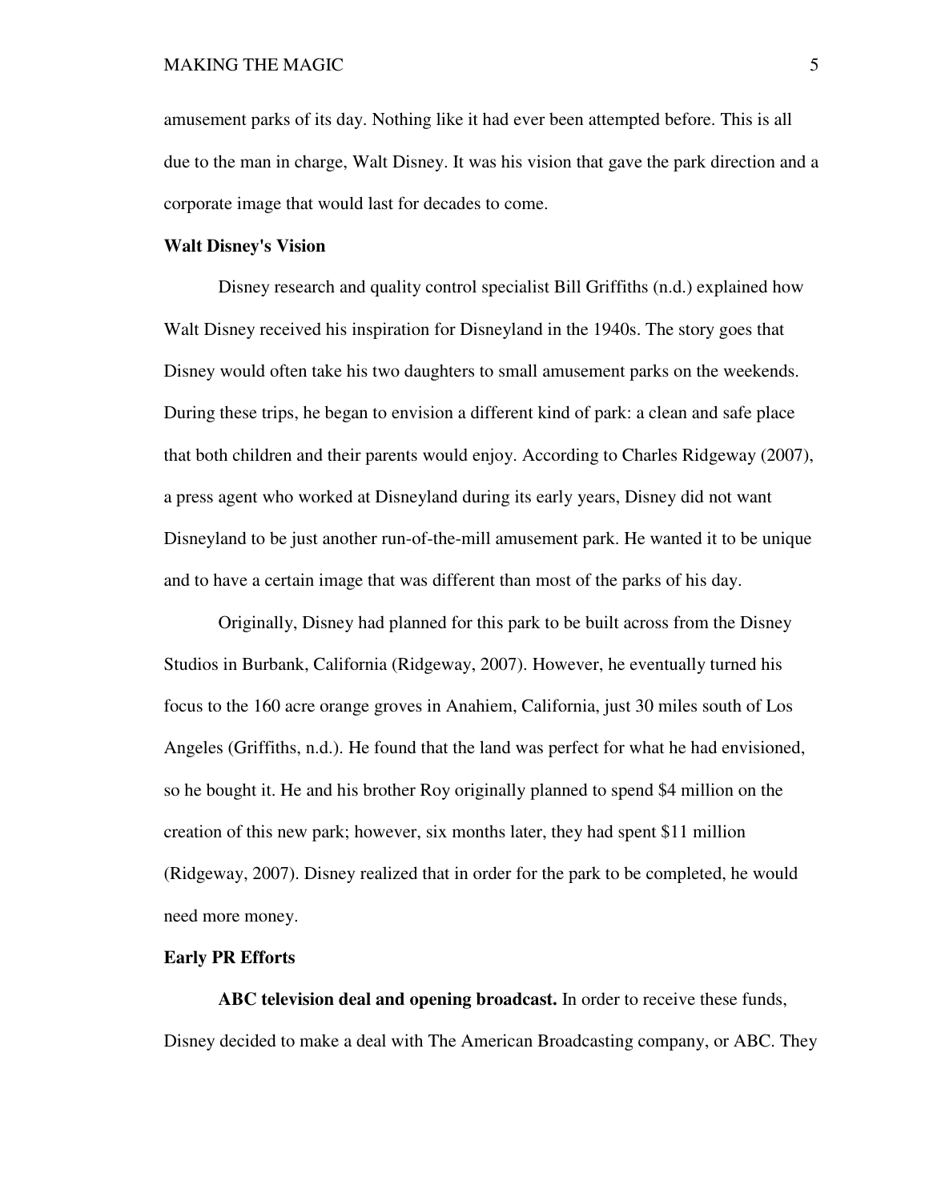amusement parks of its day. Nothing like it had ever been attempted before. This is all due to the man in charge, Walt Disney. It was his vision that gave the park direction and a corporate image that would last for decades to come.

## Walt Disney's Vision

Disney research and quality control specialist Bill Griffiths (n.d.) explained how Walt Disney received his inspiration for Disneyland in the 1940s. The story goes that Disney would often take his two daughters to small amusement parks on the weekends. During these trips, he began to envision a different kind of park: a clean and safe place that both children and their parents would enjoy. According to Charles Ridgeway (2007), a press agent who worked at Disneyland during its early years, Disney did not want Disneyland to be just another run-of-the-mill amusement park. He wanted it to be unique and to have a certain image that was different than most of the parks of his day.

Originally, Disney had planned for this park to be built across from the Disney Studios in Burbank, California (Ridgeway, 2007). However, he eventually turned his focus to the 160 acre orange groves in Anaheim, California, just 30 miles south of Los Angeles (Griffiths, n.d.). He found that the land was perfect for what he had envisioned, so he bought it. He and his brother Roy originally planned to spend $4 million on the creation of this new park; however, six months later, they had spent $11 million (Ridgeway, 2007). Disney realized that in order for the park to be completed, he would need more money.

## Early PR Efforts

**ABC television deal and opening broadcast.** In order to receive these funds, Disney decided to make a deal with The American Broadcasting company, or ABC. They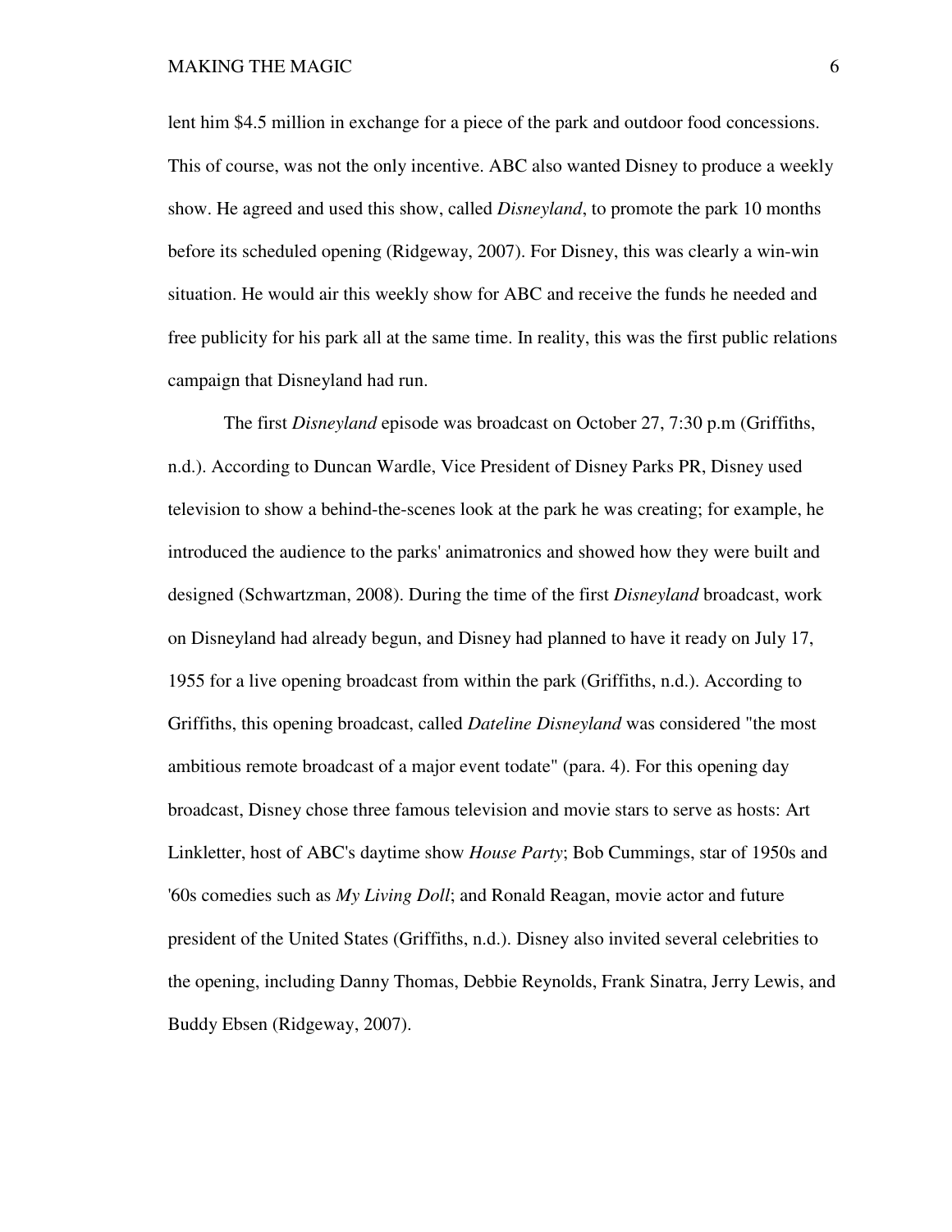lent him $4.5 million in exchange for a piece of the park and outdoor food concessions. This of course, was not the only incentive. ABC also wanted Disney to produce a weekly show. He agreed and used this show, called *Disneyland*, to promote the park 10 months before its scheduled opening (Ridgeway, 2007). For Disney, this was clearly a win-win situation. He would air this weekly show for ABC and receive the funds he needed and free publicity for his park all at the same time. In reality, this was the first public relations campaign that Disneyland had run.

The first *Disneyland* episode was broadcast on October 27, 7:30 p.m (Griffiths, n.d.). According to Duncan Wardle, Vice President of Disney Parks PR, Disney used television to show a behind-the-scenes look at the park he was creating; for example, he introduced the audience to the parks' animatronics and showed how they were built and designed (Schwartzman, 2008). During the time of the first *Disneyland* broadcast, work on Disneyland had already begun, and Disney had planned to have it ready on July 17, 1955 for a live opening broadcast from within the park (Griffiths, n.d.). According to Griffiths, this opening broadcast, called *Dateline Disneyland* was considered "the most ambitious remote broadcast of a major event todate" (para. 4). For this opening day broadcast, Disney chose three famous television and movie stars to serve as hosts: Art Linkletter, host of ABC's daytime show *House Party*; Bob Cummings, star of 1950s and '60s comedies such as *My Living Doll*; and Ronald Reagan, movie actor and future president of the United States (Griffiths, n.d.). Disney also invited several celebrities to the opening, including Danny Thomas, Debbie Reynolds, Frank Sinatra, Jerry Lewis, and Buddy Ebsen (Ridgeway, 2007).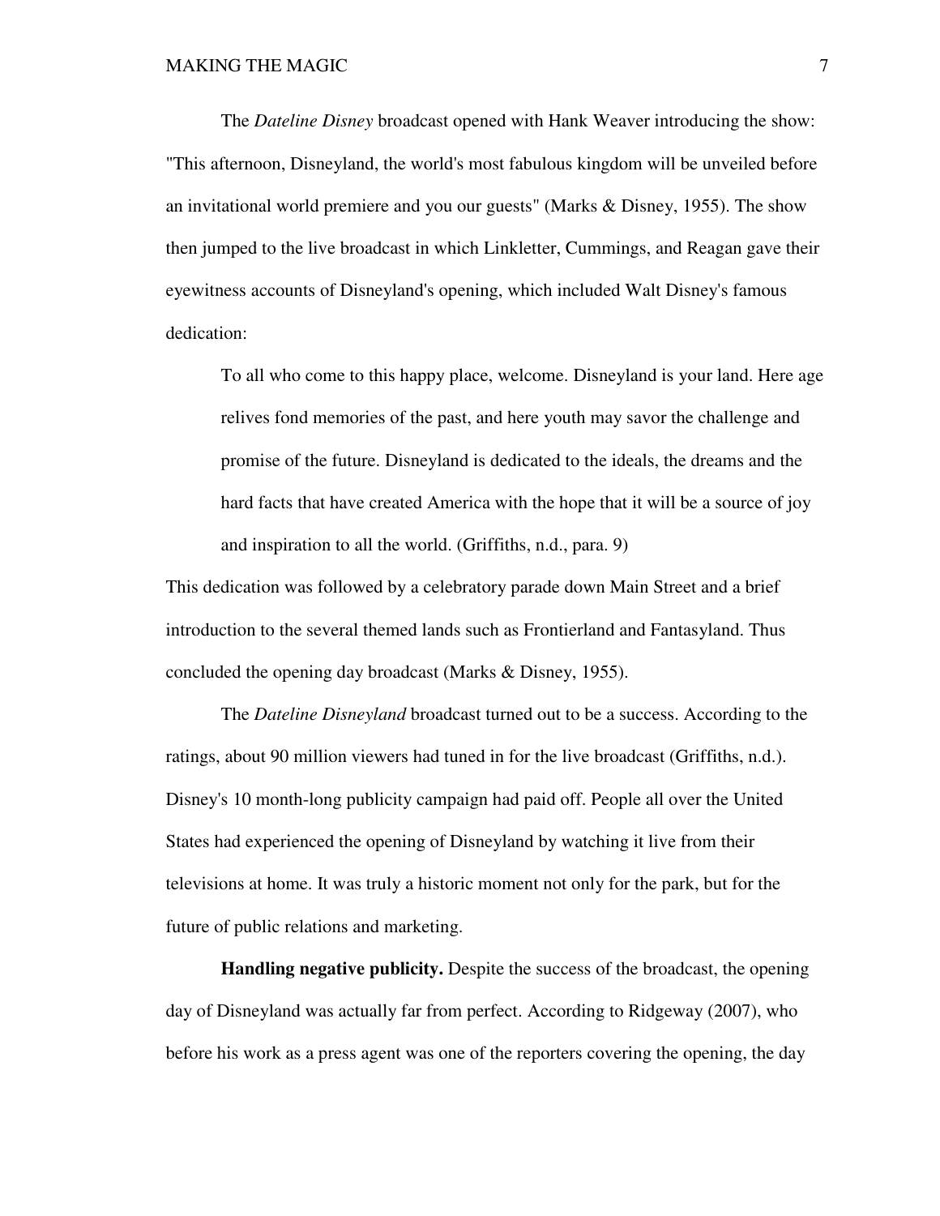The *Dateline Disney* broadcast opened with Hank Weaver introducing the show: "This afternoon, Disneyland, the world's most fabulous kingdom will be unveiled before an invitational world premiere and you our guests" (Marks & Disney, 1955). The show then jumped to the live broadcast in which Linkletter, Cummings, and Reagan gave their eyewitness accounts of Disneyland's opening, which included Walt Disney's famous dedication:

> To all who come to this happy place, welcome. Disneyland is your land. Here age relives fond memories of the past, and here youth may savor the challenge and promise of the future. Disneyland is dedicated to the ideals, the dreams and the hard facts that have created America with the hope that it will be a source of joy and inspiration to all the world. (Griffiths, n.d., para. 9)

This dedication was followed by a celebratory parade down Main Street and a brief introduction to the several themed lands such as Frontierland and Fantasyland. Thus concluded the opening day broadcast (Marks & Disney, 1955).

The *Dateline Disneyland* broadcast turned out to be a success. According to the ratings, about 90 million viewers had tuned in for the live broadcast (Griffiths, n.d.). Disney's 10 month-long publicity campaign had paid off. People all over the United States had experienced the opening of Disneyland by watching it live from their televisions at home. It was truly a historic moment not only for the park, but for the future of public relations and marketing.

**Handling negative publicity.** Despite the success of the broadcast, the opening day of Disneyland was actually far from perfect. According to Ridgeway (2007), who before his work as a press agent was one of the reporters covering the opening, the day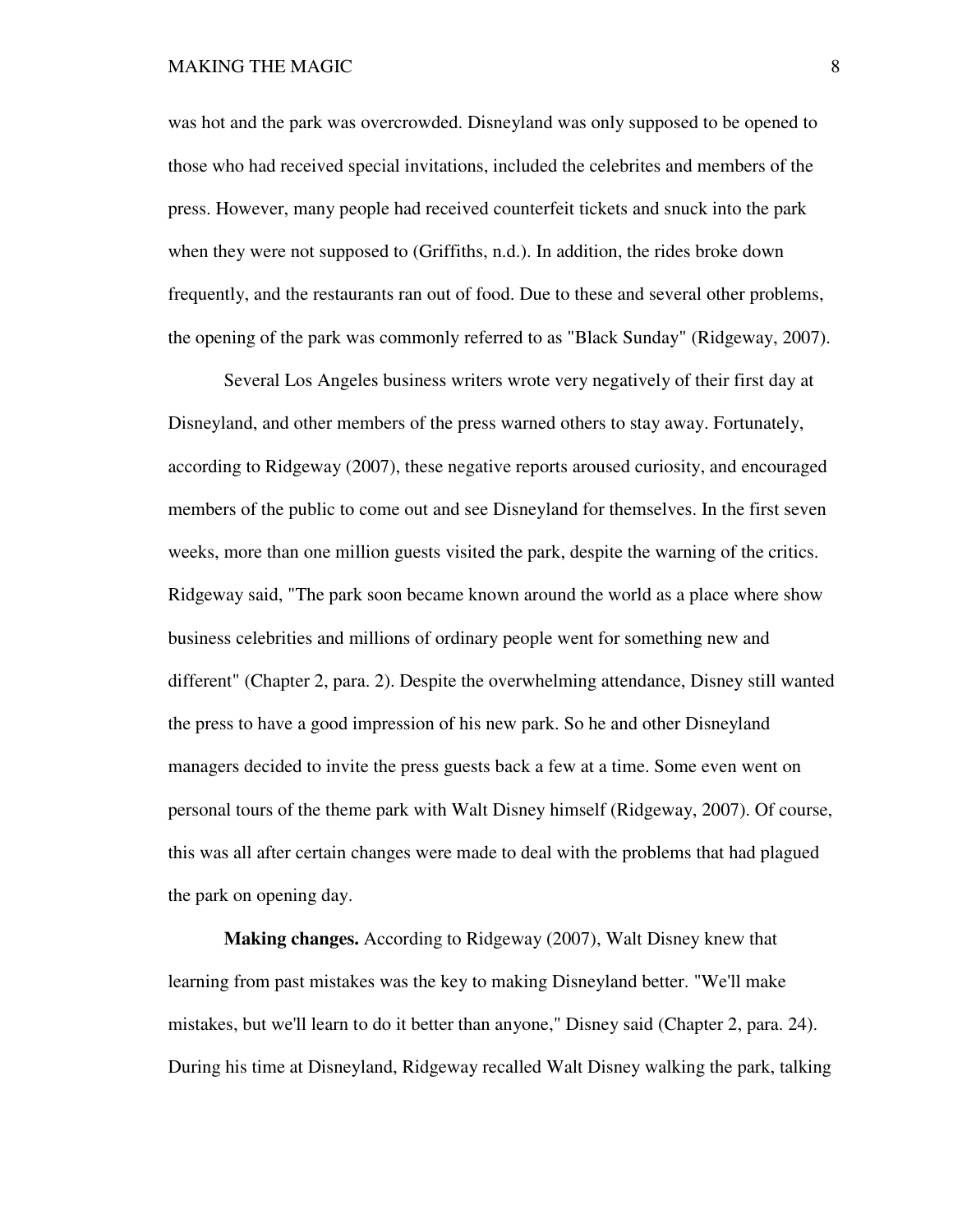was hot and the park was overcrowded. Disneyland was only supposed to be opened to those who had received special invitations, included the celebrites and members of the press. However, many people had received counterfeit tickets and snuck into the park when they were not supposed to (Griffiths, n.d.). In addition, the rides broke down frequently, and the restaurants ran out of food. Due to these and several other problems, the opening of the park was commonly referred to as "Black Sunday" (Ridgeway, 2007).

Several Los Angeles business writers wrote very negatively of their first day at Disneyland, and other members of the press warned others to stay away. Fortunately, according to Ridgeway (2007), these negative reports aroused curiosity, and encouraged members of the public to come out and see Disneyland for themselves. In the first seven weeks, more than one million guests visited the park, despite the warning of the critics. Ridgeway said, "The park soon became known around the world as a place where show business celebrities and millions of ordinary people went for something new and different" (Chapter 2, para. 2). Despite the overwhelming attendance, Disney still wanted the press to have a good impression of his new park. So he and other Disneyland managers decided to invite the press guests back a few at a time. Some even went on personal tours of the theme park with Walt Disney himself (Ridgeway, 2007). Of course, this was all after certain changes were made to deal with the problems that had plagued the park on opening day.

**Making changes.** According to Ridgeway (2007), Walt Disney knew that learning from past mistakes was the key to making Disneyland better. "We'll make mistakes, but we'll learn to do it better than anyone," Disney said (Chapter 2, para. 24). During his time at Disneyland, Ridgeway recalled Walt Disney walking the park, talking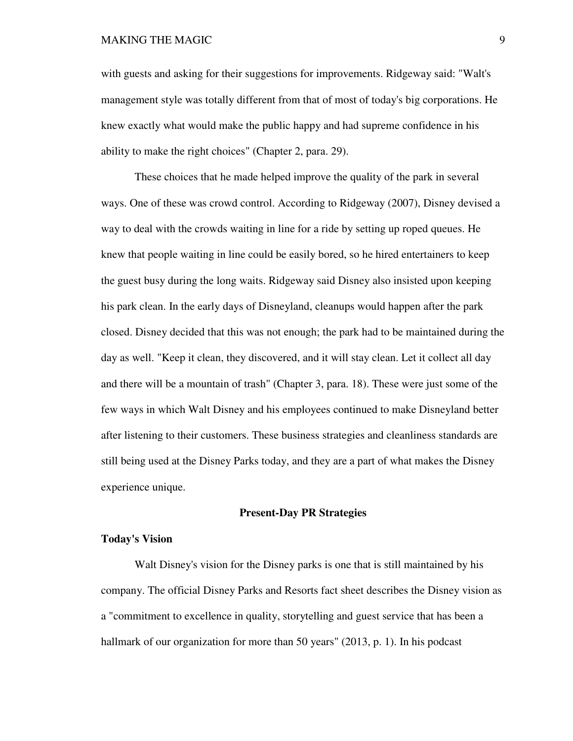with guests and asking for their suggestions for improvements. Ridgeway said: "Walt's management style was totally different from that of most of today's big corporations. He knew exactly what would make the public happy and had supreme confidence in his ability to make the right choices" (Chapter 2, para. 29).

These choices that he made helped improve the quality of the park in several ways. One of these was crowd control. According to Ridgeway (2007), Disney devised a way to deal with the crowds waiting in line for a ride by setting up roped queues. He knew that people waiting in line could be easily bored, so he hired entertainers to keep the guest busy during the long waits. Ridgeway said Disney also insisted upon keeping his park clean. In the early days of Disneyland, cleanups would happen after the park closed. Disney decided that this was not enough; the park had to be maintained during the day as well. "Keep it clean, they discovered, and it will stay clean. Let it collect all day and there will be a mountain of trash" (Chapter 3, para. 18). These were just some of the few ways in which Walt Disney and his employees continued to make Disneyland better after listening to their customers. These business strategies and cleanliness standards are still being used at the Disney Parks today, and they are a part of what makes the Disney experience unique.

## Present-Day PR Strategies

### Today's Vision

Walt Disney's vision for the Disney parks is one that is still maintained by his company. The official Disney Parks and Resorts fact sheet describes the Disney vision as a "commitment to excellence in quality, storytelling and guest service that has been a hallmark of our organization for more than 50 years" (2013, p. 1). In his podcast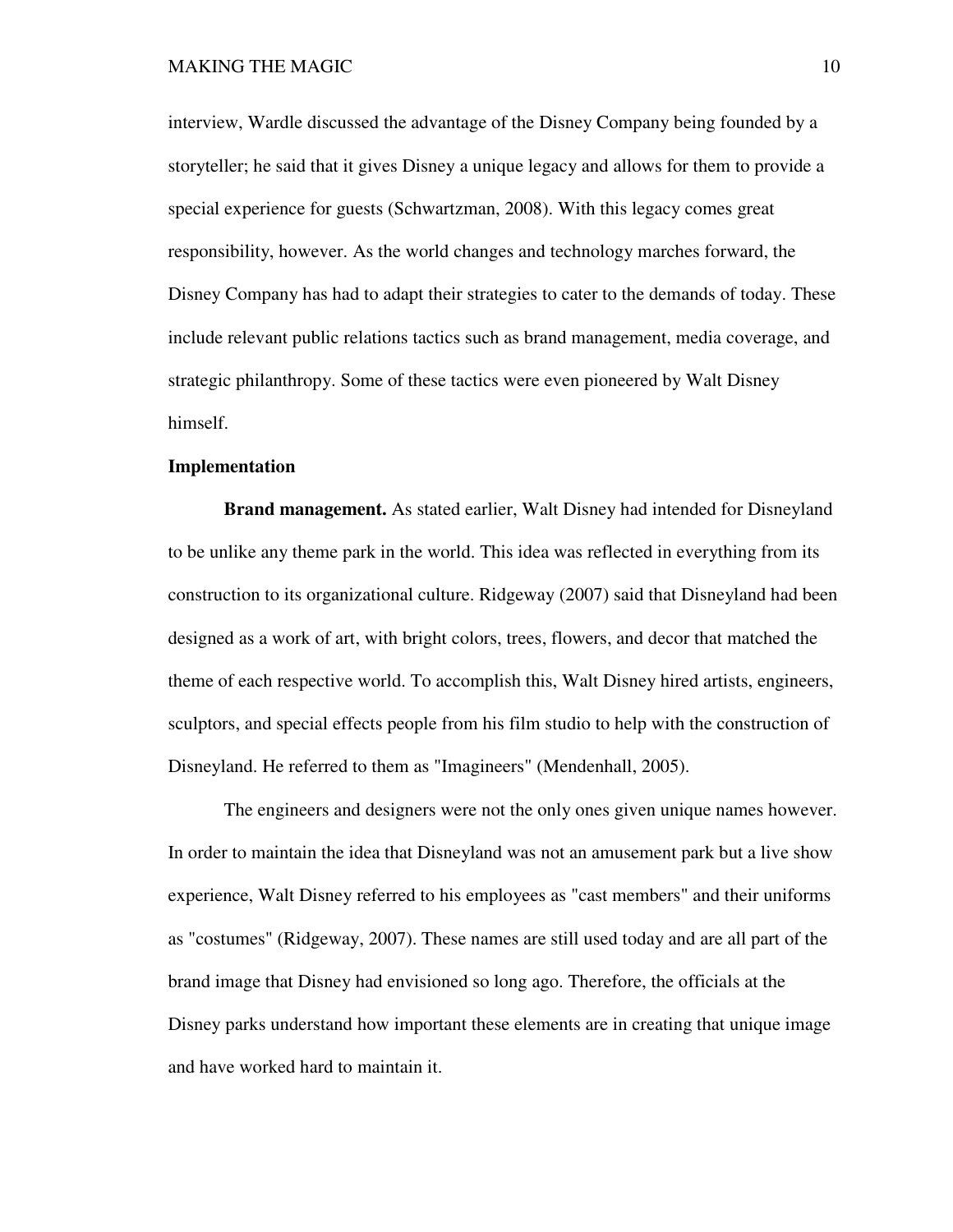interview, Wardle discussed the advantage of the Disney Company being founded by a storyteller; he said that it gives Disney a unique legacy and allows for them to provide a special experience for guests (Schwartzman, 2008). With this legacy comes great responsibility, however. As the world changes and technology marches forward, the Disney Company has had to adapt their strategies to cater to the demands of today. These include relevant public relations tactics such as brand management, media coverage, and strategic philanthropy. Some of these tactics were even pioneered by Walt Disney himself.

## Implementation

**Brand management.** As stated earlier, Walt Disney had intended for Disneyland to be unlike any theme park in the world. This idea was reflected in everything from its construction to its organizational culture. Ridgeway (2007) said that Disneyland had been designed as a work of art, with bright colors, trees, flowers, and decor that matched the theme of each respective world. To accomplish this, Walt Disney hired artists, engineers, sculptors, and special effects people from his film studio to help with the construction of Disneyland. He referred to them as "Imagineers" (Mendenhall, 2005).

The engineers and designers were not the only ones given unique names however. In order to maintain the idea that Disneyland was not an amusement park but a live show experience, Walt Disney referred to his employees as "cast members" and their uniforms as "costumes" (Ridgeway, 2007). These names are still used today and are all part of the brand image that Disney had envisioned so long ago. Therefore, the officials at the Disney parks understand how important these elements are in creating that unique image and have worked hard to maintain it.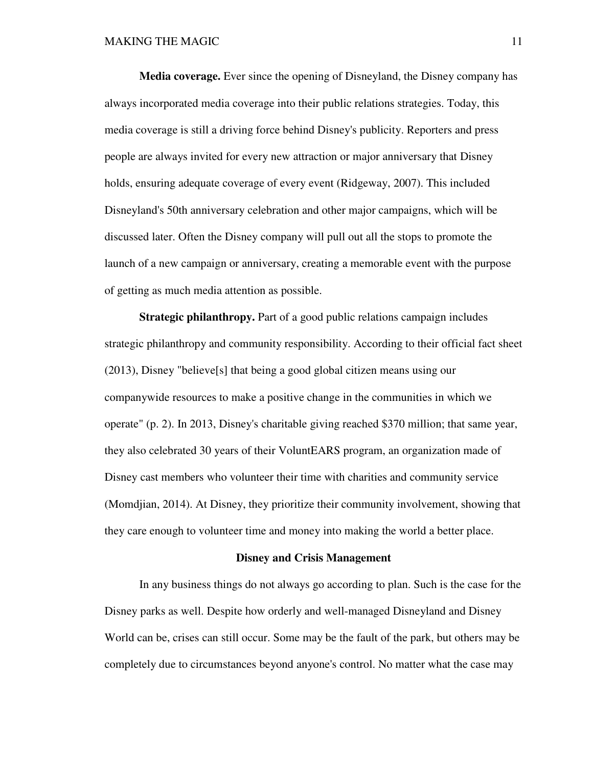**Media coverage.** Ever since the opening of Disneyland, the Disney company has always incorporated media coverage into their public relations strategies. Today, this media coverage is still a driving force behind Disney's publicity. Reporters and press people are always invited for every new attraction or major anniversary that Disney holds, ensuring adequate coverage of every event (Ridgeway, 2007). This included Disneyland's 50th anniversary celebration and other major campaigns, which will be discussed later. Often the Disney company will pull out all the stops to promote the launch of a new campaign or anniversary, creating a memorable event with the purpose of getting as much media attention as possible.

**Strategic philanthropy.** Part of a good public relations campaign includes strategic philanthropy and community responsibility. According to their official fact sheet (2013), Disney "believe[s] that being a good global citizen means using our companywide resources to make a positive change in the communities in which we operate" (p. 2). In 2013, Disney's charitable giving reached $370 million; that same year, they also celebrated 30 years of their VoluntEARS program, an organization made of Disney cast members who volunteer their time with charities and community service (Momdjian, 2014). At Disney, they prioritize their community involvement, showing that they care enough to volunteer time and money into making the world a better place.

## Disney and Crisis Management

In any business things do not always go according to plan. Such is the case for the Disney parks as well. Despite how orderly and well-managed Disneyland and Disney World can be, crises can still occur. Some may be the fault of the park, but others may be completely due to circumstances beyond anyone's control. No matter what the case may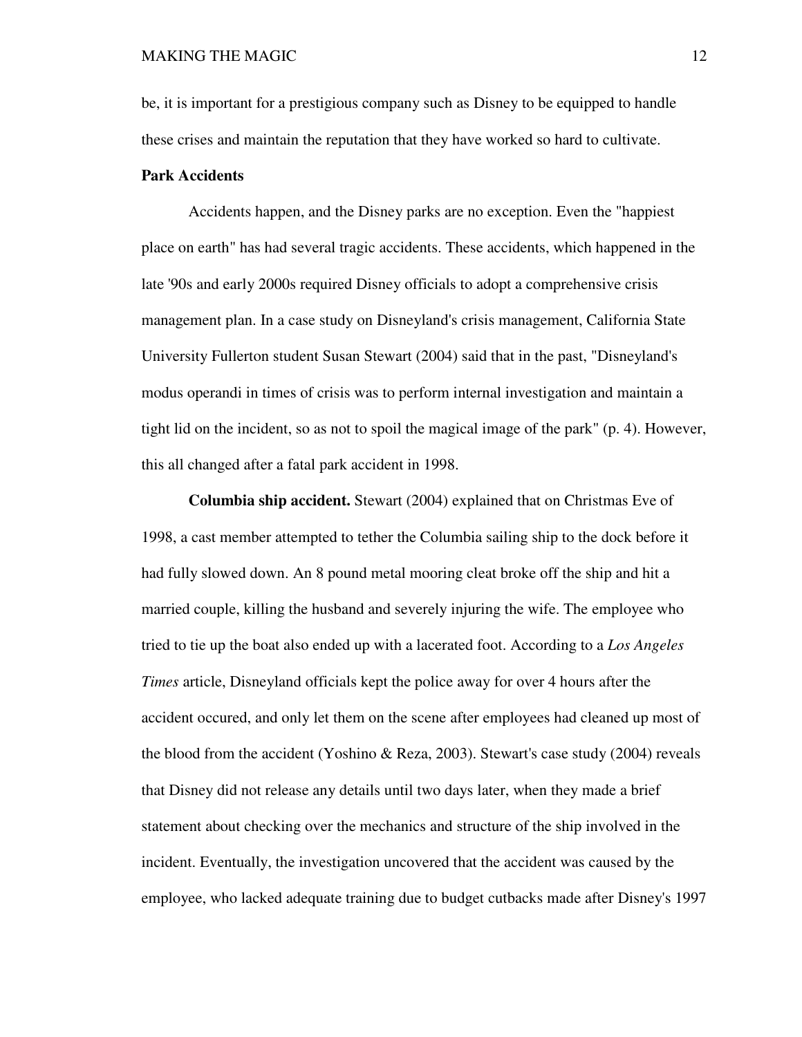be, it is important for a prestigious company such as Disney to be equipped to handle these crises and maintain the reputation that they have worked so hard to cultivate.

## Park Accidents

Accidents happen, and the Disney parks are no exception. Even the "happiest place on earth" has had several tragic accidents. These accidents, which happened in the late '90s and early 2000s required Disney officials to adopt a comprehensive crisis management plan. In a case study on Disneyland's crisis management, California State University Fullerton student Susan Stewart (2004) said that in the past, "Disneyland's modus operandi in times of crisis was to perform internal investigation and maintain a tight lid on the incident, so as not to spoil the magical image of the park" (p. 4). However, this all changed after a fatal park accident in 1998.

**Columbia ship accident.** Stewart (2004) explained that on Christmas Eve of 1998, a cast member attempted to tether the Columbia sailing ship to the dock before it had fully slowed down. An 8 pound metal mooring cleat broke off the ship and hit a married couple, killing the husband and severely injuring the wife. The employee who tried to tie up the boat also ended up with a lacerated foot. According to a *Los Angeles Times* article, Disneyland officials kept the police away for over 4 hours after the accident occured, and only let them on the scene after employees had cleaned up most of the blood from the accident (Yoshino & Reza, 2003). Stewart's case study (2004) reveals that Disney did not release any details until two days later, when they made a brief statement about checking over the mechanics and structure of the ship involved in the incident. Eventually, the investigation uncovered that the accident was caused by the employee, who lacked adequate training due to budget cutbacks made after Disney's 1997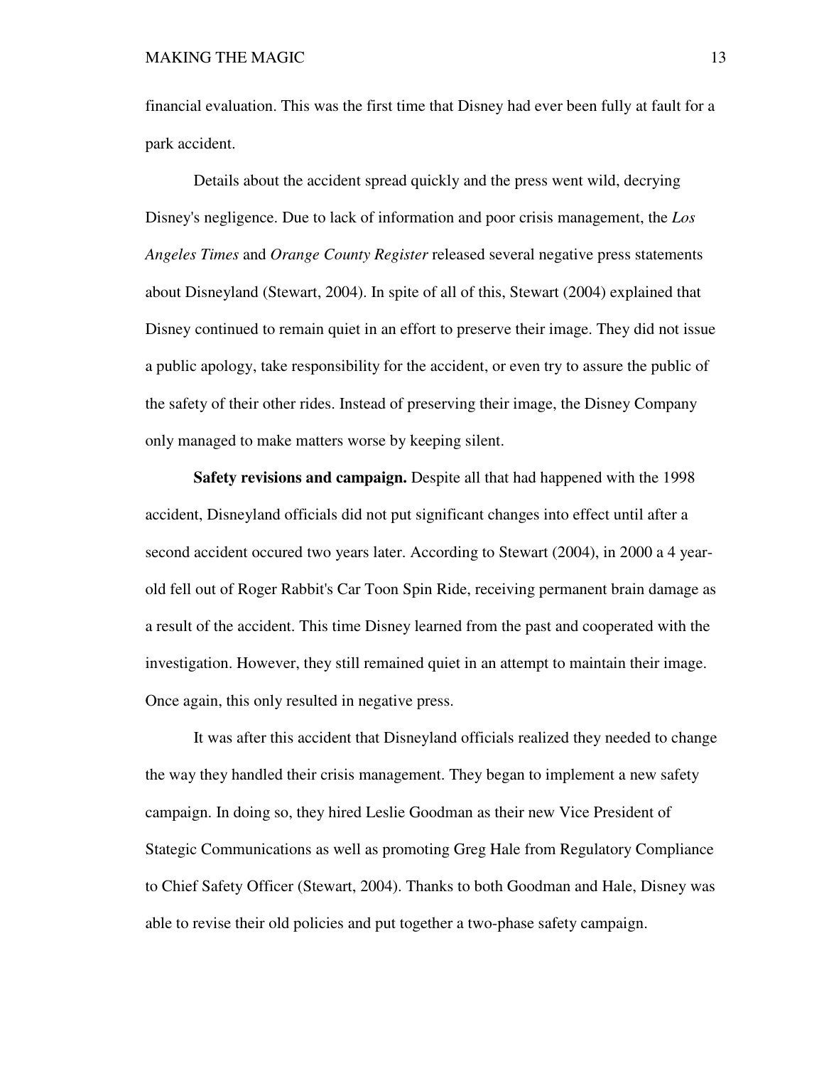financial evaluation. This was the first time that Disney had ever been fully at fault for a park accident.

Details about the accident spread quickly and the press went wild, decrying Disney's negligence. Due to lack of information and poor crisis management, the *Los Angeles Times* and *Orange County Register* released several negative press statements about Disneyland (Stewart, 2004). In spite of all of this, Stewart (2004) explained that Disney continued to remain quiet in an effort to preserve their image. They did not issue a public apology, take responsibility for the accident, or even try to assure the public of the safety of their other rides. Instead of preserving their image, the Disney Company only managed to make matters worse by keeping silent.

**Safety revisions and campaign.** Despite all that had happened with the 1998 accident, Disneyland officials did not put significant changes into effect until after a second accident occured two years later. According to Stewart (2004), in 2000 a 4 year-old fell out of Roger Rabbit's Car Toon Spin Ride, receiving permanent brain damage as a result of the accident. This time Disney learned from the past and cooperated with the investigation. However, they still remained quiet in an attempt to maintain their image. Once again, this only resulted in negative press.

It was after this accident that Disneyland officials realized they needed to change the way they handled their crisis management. They began to implement a new safety campaign. In doing so, they hired Leslie Goodman as their new Vice President of Stategic Communications as well as promoting Greg Hale from Regulatory Compliance to Chief Safety Officer (Stewart, 2004). Thanks to both Goodman and Hale, Disney was able to revise their old policies and put together a two-phase safety campaign.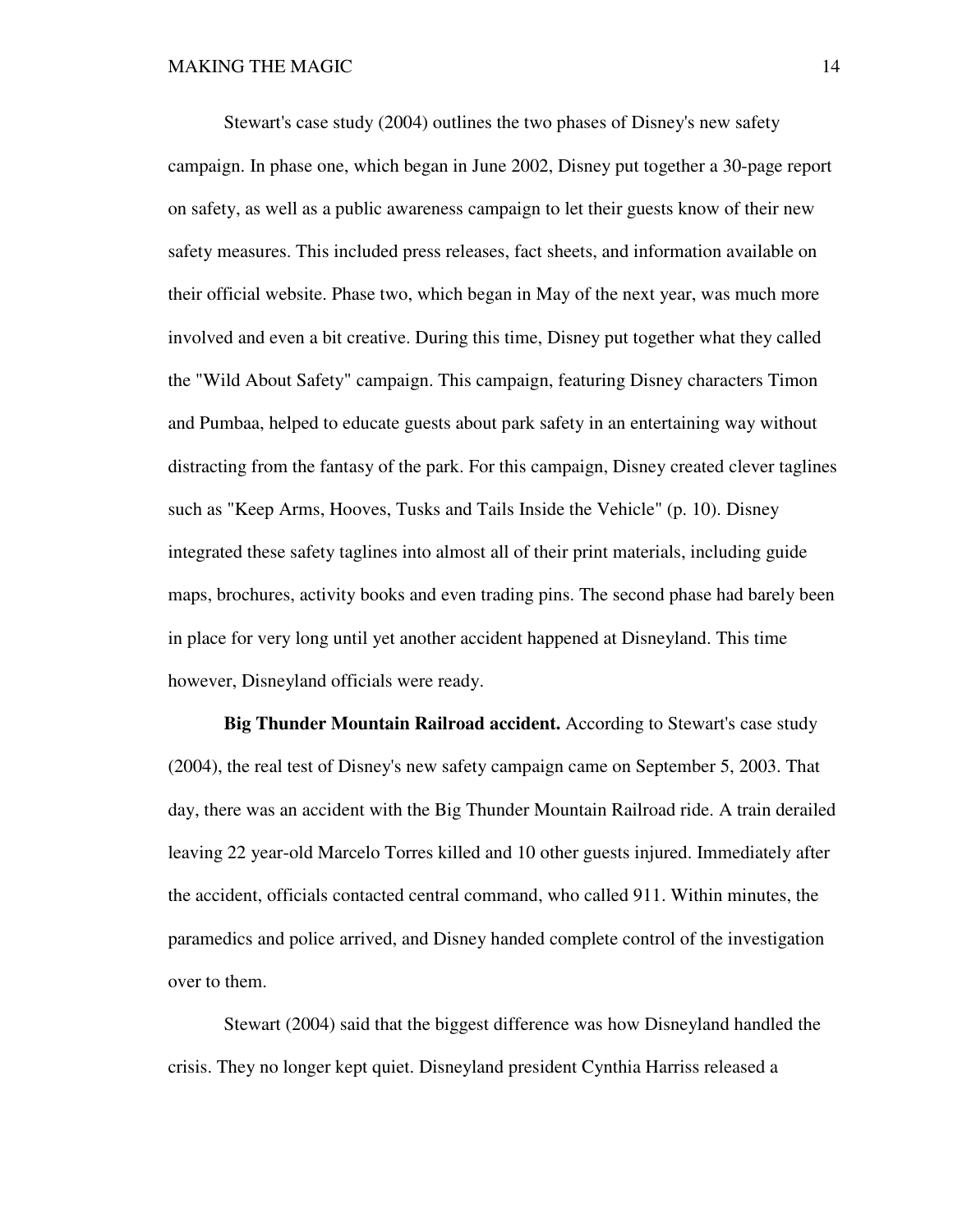Stewart's case study (2004) outlines the two phases of Disney's new safety campaign. In phase one, which began in June 2002, Disney put together a 30-page report on safety, as well as a public awareness campaign to let their guests know of their new safety measures. This included press releases, fact sheets, and information available on their official website. Phase two, which began in May of the next year, was much more involved and even a bit creative. During this time, Disney put together what they called the "Wild About Safety" campaign. This campaign, featuring Disney characters Timon and Pumbaa, helped to educate guests about park safety in an entertaining way without distracting from the fantasy of the park. For this campaign, Disney created clever taglines such as "Keep Arms, Hooves, Tusks and Tails Inside the Vehicle" (p. 10). Disney integrated these safety taglines into almost all of their print materials, including guide maps, brochures, activity books and even trading pins. The second phase had barely been in place for very long until yet another accident happened at Disneyland. This time however, Disneyland officials were ready.

**Big Thunder Mountain Railroad accident.** According to Stewart's case study (2004), the real test of Disney's new safety campaign came on September 5, 2003. That day, there was an accident with the Big Thunder Mountain Railroad ride. A train derailed leaving 22 year-old Marcelo Torres killed and 10 other guests injured. Immediately after the accident, officials contacted central command, who called 911. Within minutes, the paramedics and police arrived, and Disney handed complete control of the investigation over to them.

Stewart (2004) said that the biggest difference was how Disneyland handled the crisis. They no longer kept quiet. Disneyland president Cynthia Harriss released a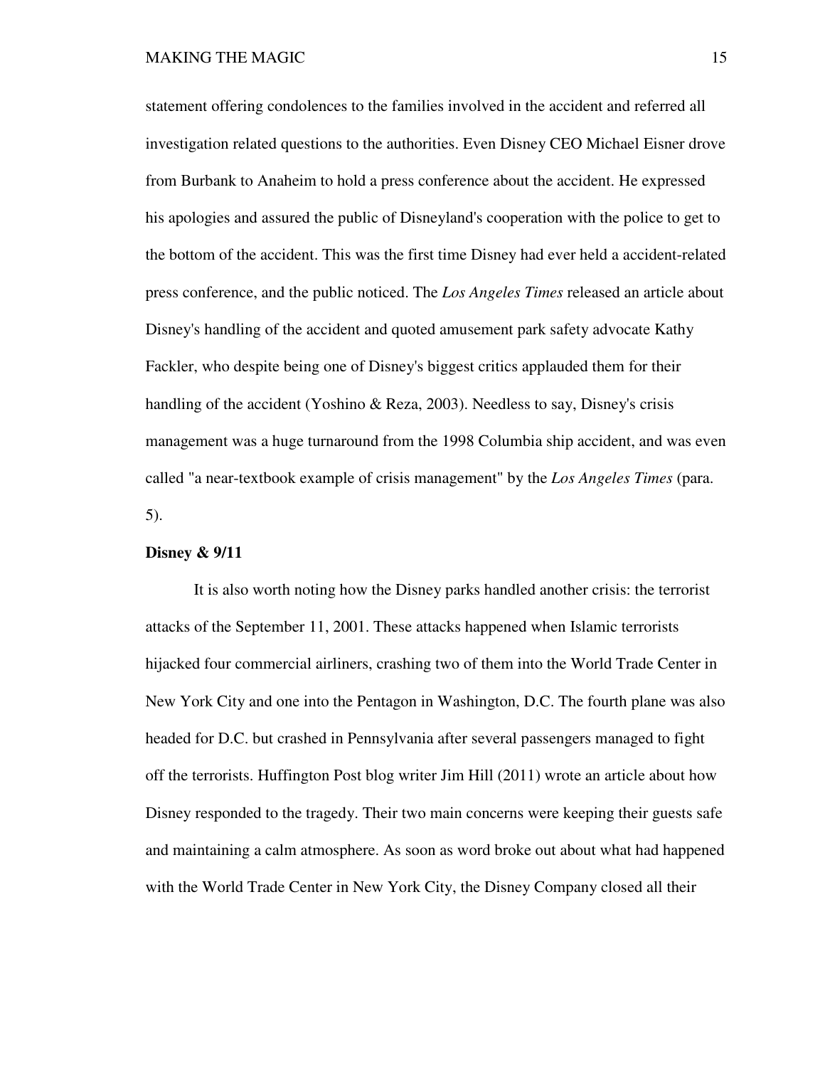statement offering condolences to the families involved in the accident and referred all investigation related questions to the authorities. Even Disney CEO Michael Eisner drove from Burbank to Anaheim to hold a press conference about the accident. He expressed his apologies and assured the public of Disneyland's cooperation with the police to get to the bottom of the accident. This was the first time Disney had ever held a accident-related press conference, and the public noticed. The *Los Angeles Times* released an article about Disney's handling of the accident and quoted amusement park safety advocate Kathy Fackler, who despite being one of Disney's biggest critics applauded them for their handling of the accident (Yoshino & Reza, 2003). Needless to say, Disney's crisis management was a huge turnaround from the 1998 Columbia ship accident, and was even called "a near-textbook example of crisis management" by the *Los Angeles Times* (para. 5).

**Disney & 9/11**

It is also worth noting how the Disney parks handled another crisis: the terrorist attacks of the September 11, 2001. These attacks happened when Islamic terrorists hijacked four commercial airliners, crashing two of them into the World Trade Center in New York City and one into the Pentagon in Washington, D.C. The fourth plane was also headed for D.C. but crashed in Pennsylvania after several passengers managed to fight off the terrorists. Huffington Post blog writer Jim Hill (2011) wrote an article about how Disney responded to the tragedy. Their two main concerns were keeping their guests safe and maintaining a calm atmosphere. As soon as word broke out about what had happened with the World Trade Center in New York City, the Disney Company closed all their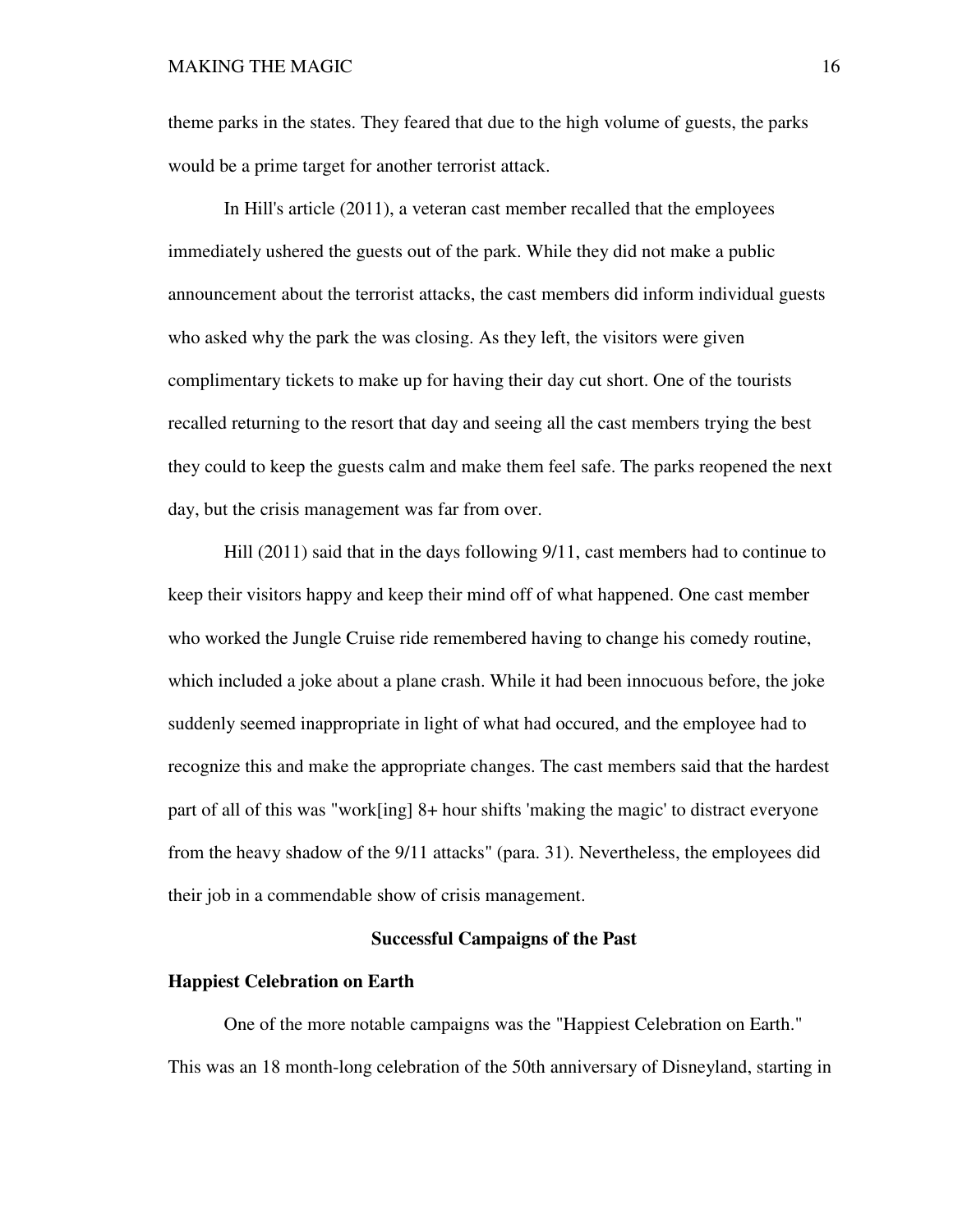theme parks in the states. They feared that due to the high volume of guests, the parks would be a prime target for another terrorist attack.

In Hill's article (2011), a veteran cast member recalled that the employees immediately ushered the guests out of the park. While they did not make a public announcement about the terrorist attacks, the cast members did inform individual guests who asked why the park the was closing. As they left, the visitors were given complimentary tickets to make up for having their day cut short. One of the tourists recalled returning to the resort that day and seeing all the cast members trying the best they could to keep the guests calm and make them feel safe. The parks reopened the next day, but the crisis management was far from over.

Hill (2011) said that in the days following 9/11, cast members had to continue to keep their visitors happy and keep their mind off of what happened. One cast member who worked the Jungle Cruise ride remembered having to change his comedy routine, which included a joke about a plane crash. While it had been innocuous before, the joke suddenly seemed inappropriate in light of what had occured, and the employee had to recognize this and make the appropriate changes. The cast members said that the hardest part of all of this was "work[ing] 8+ hour shifts 'making the magic' to distract everyone from the heavy shadow of the 9/11 attacks" (para. 31). Nevertheless, the employees did their job in a commendable show of crisis management.

## Successful Campaigns of the Past

### Happiest Celebration on Earth

One of the more notable campaigns was the "Happiest Celebration on Earth." This was an 18 month-long celebration of the 50th anniversary of Disneyland, starting in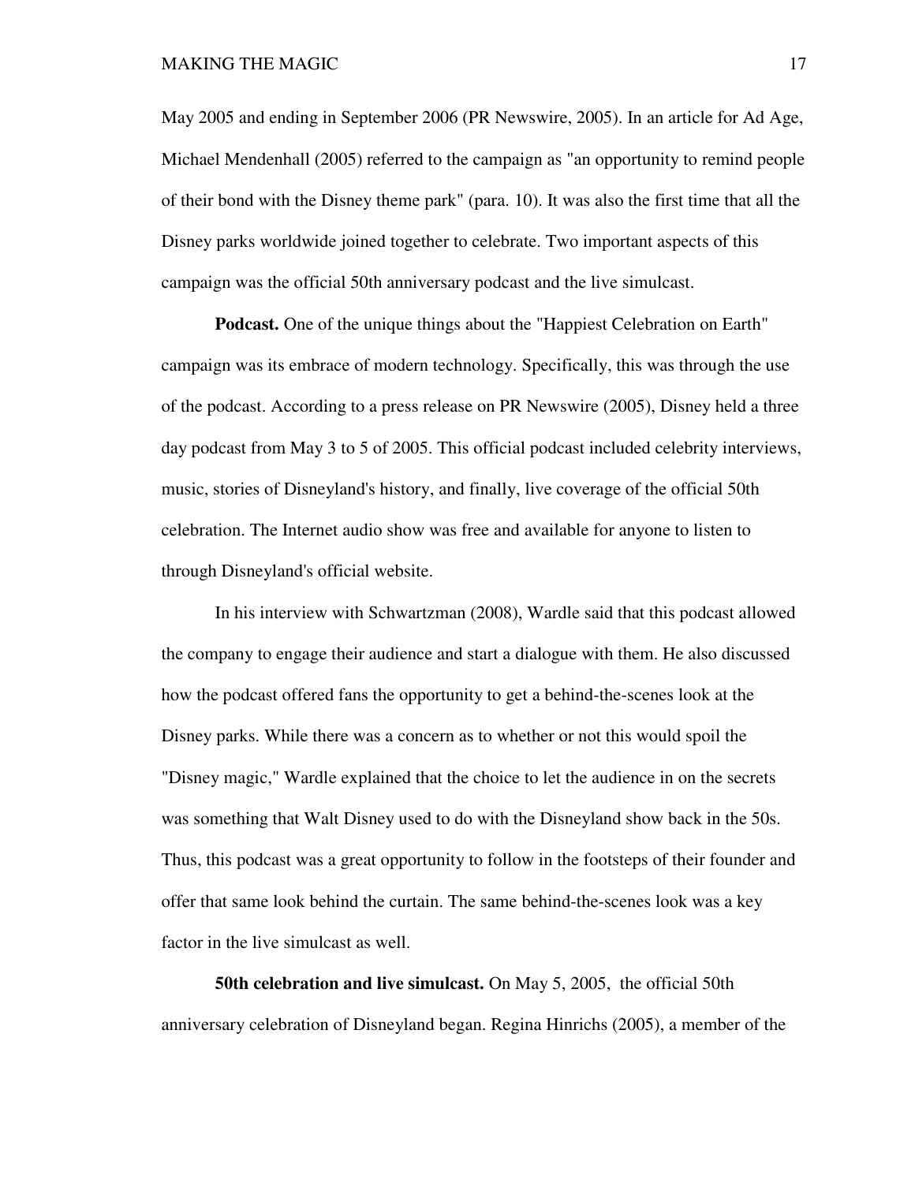May 2005 and ending in September 2006 (PR Newswire, 2005). In an article for Ad Age, Michael Mendenhall (2005) referred to the campaign as "an opportunity to remind people of their bond with the Disney theme park" (para. 10). It was also the first time that all the Disney parks worldwide joined together to celebrate. Two important aspects of this campaign was the official 50th anniversary podcast and the live simulcast.

**Podcast.** One of the unique things about the "Happiest Celebration on Earth" campaign was its embrace of modern technology. Specifically, this was through the use of the podcast. According to a press release on PR Newswire (2005), Disney held a three day podcast from May 3 to 5 of 2005. This official podcast included celebrity interviews, music, stories of Disneyland's history, and finally, live coverage of the official 50th celebration. The Internet audio show was free and available for anyone to listen to through Disneyland's official website.

In his interview with Schwartzman (2008), Wardle said that this podcast allowed the company to engage their audience and start a dialogue with them. He also discussed how the podcast offered fans the opportunity to get a behind-the-scenes look at the Disney parks. While there was a concern as to whether or not this would spoil the "Disney magic," Wardle explained that the choice to let the audience in on the secrets was something that Walt Disney used to do with the Disneyland show back in the 50s. Thus, this podcast was a great opportunity to follow in the footsteps of their founder and offer that same look behind the curtain. The same behind-the-scenes look was a key factor in the live simulcast as well.

**50th celebration and live simulcast.** On May 5, 2005, the official 50th anniversary celebration of Disneyland began. Regina Hinrichs (2005), a member of the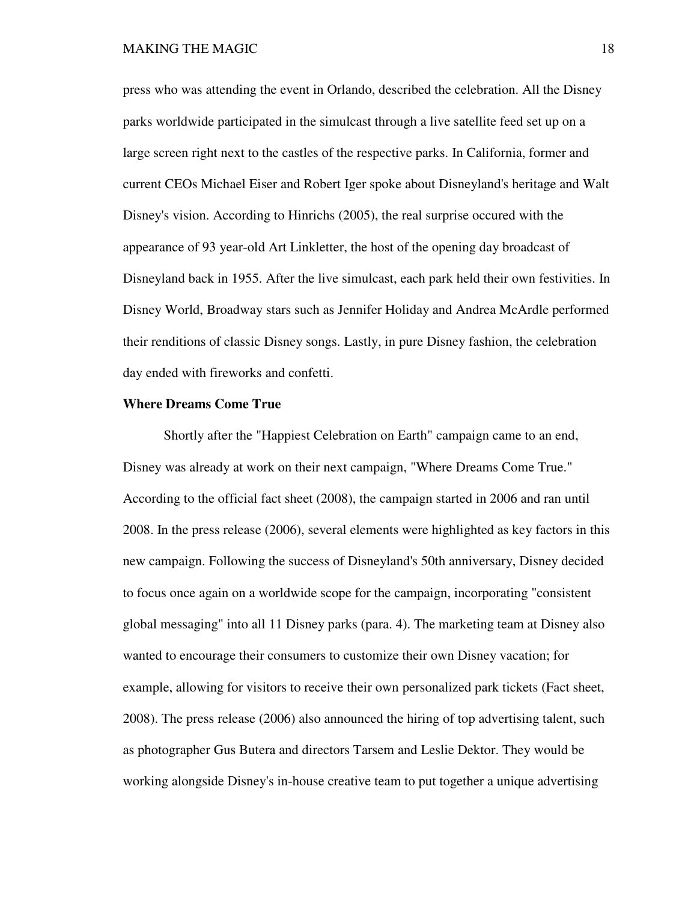press who was attending the event in Orlando, described the celebration. All the Disney parks worldwide participated in the simulcast through a live satellite feed set up on a large screen right next to the castles of the respective parks. In California, former and current CEOs Michael Eiser and Robert Iger spoke about Disneyland's heritage and Walt Disney's vision. According to Hinrichs (2005), the real surprise occured with the appearance of 93 year-old Art Linkletter, the host of the opening day broadcast of Disneyland back in 1955. After the live simulcast, each park held their own festivities. In Disney World, Broadway stars such as Jennifer Holiday and Andrea McArdle performed their renditions of classic Disney songs. Lastly, in pure Disney fashion, the celebration day ended with fireworks and confetti.

**Where Dreams Come True**

Shortly after the "Happiest Celebration on Earth" campaign came to an end, Disney was already at work on their next campaign, "Where Dreams Come True." According to the official fact sheet (2008), the campaign started in 2006 and ran until 2008. In the press release (2006), several elements were highlighted as key factors in this new campaign. Following the success of Disneyland's 50th anniversary, Disney decided to focus once again on a worldwide scope for the campaign, incorporating "consistent global messaging" into all 11 Disney parks (para. 4). The marketing team at Disney also wanted to encourage their consumers to customize their own Disney vacation; for example, allowing for visitors to receive their own personalized park tickets (Fact sheet, 2008). The press release (2006) also announced the hiring of top advertising talent, such as photographer Gus Butera and directors Tarsem and Leslie Dektor. They would be working alongside Disney's in-house creative team to put together a unique advertising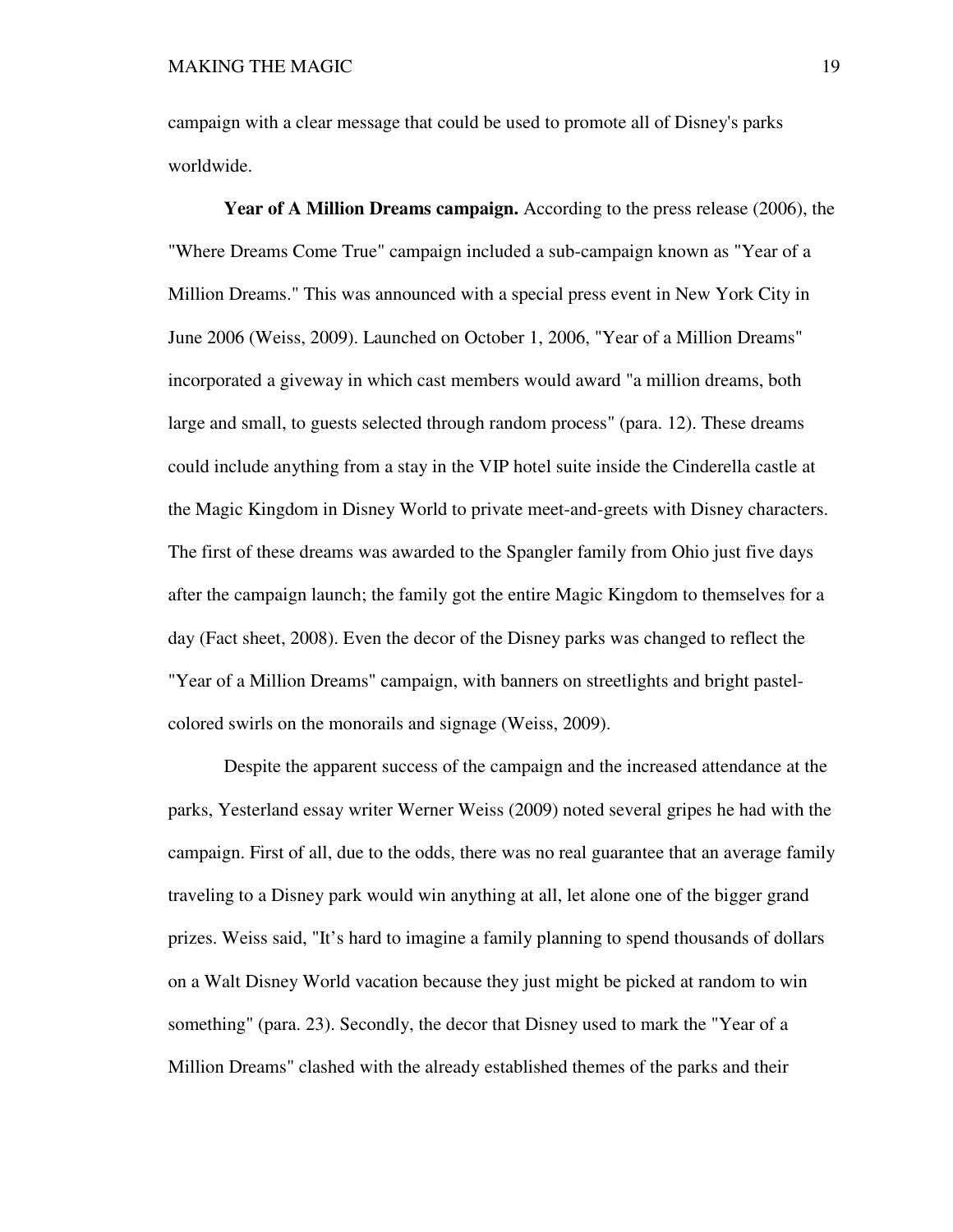campaign with a clear message that could be used to promote all of Disney's parks worldwide.

**Year of A Million Dreams campaign.** According to the press release (2006), the "Where Dreams Come True" campaign included a sub-campaign known as "Year of a Million Dreams." This was announced with a special press event in New York City in June 2006 (Weiss, 2009). Launched on October 1, 2006, "Year of a Million Dreams" incorporated a giveway in which cast members would award "a million dreams, both large and small, to guests selected through random process" (para. 12). These dreams could include anything from a stay in the VIP hotel suite inside the Cinderella castle at the Magic Kingdom in Disney World to private meet-and-greets with Disney characters. The first of these dreams was awarded to the Spangler family from Ohio just five days after the campaign launch; the family got the entire Magic Kingdom to themselves for a day (Fact sheet, 2008). Even the decor of the Disney parks was changed to reflect the "Year of a Million Dreams" campaign, with banners on streetlights and bright pastel-colored swirls on the monorails and signage (Weiss, 2009).

Despite the apparent success of the campaign and the increased attendance at the parks, Yesterland essay writer Werner Weiss (2009) noted several gripes he had with the campaign. First of all, due to the odds, there was no real guarantee that an average family traveling to a Disney park would win anything at all, let alone one of the bigger grand prizes. Weiss said, "It's hard to imagine a family planning to spend thousands of dollars on a Walt Disney World vacation because they just might be picked at random to win something" (para. 23). Secondly, the decor that Disney used to mark the "Year of a Million Dreams" clashed with the already established themes of the parks and their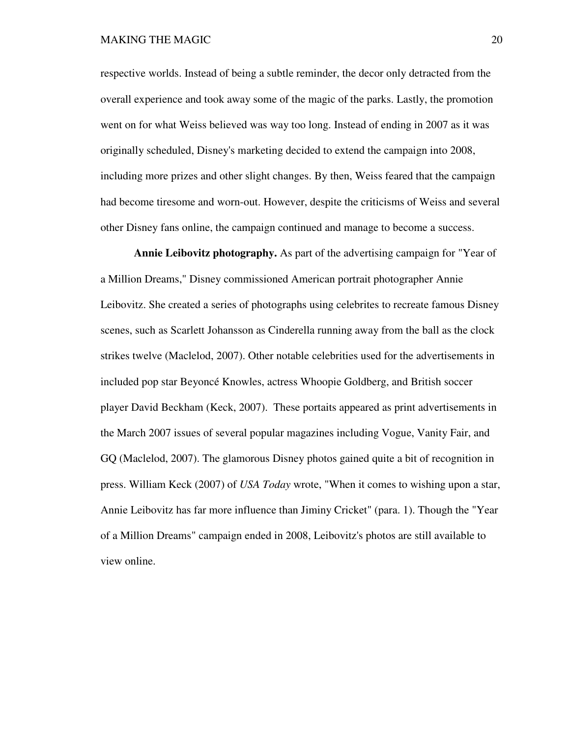respective worlds. Instead of being a subtle reminder, the decor only detracted from the overall experience and took away some of the magic of the parks. Lastly, the promotion went on for what Weiss believed was way too long. Instead of ending in 2007 as it was originally scheduled, Disney's marketing decided to extend the campaign into 2008, including more prizes and other slight changes. By then, Weiss feared that the campaign had become tiresome and worn-out. However, despite the criticisms of Weiss and several other Disney fans online, the campaign continued and manage to become a success.

**Annie Leibovitz photography.** As part of the advertising campaign for "Year of a Million Dreams," Disney commissioned American portrait photographer Annie Leibovitz. She created a series of photographs using celebrites to recreate famous Disney scenes, such as Scarlett Johansson as Cinderella running away from the ball as the clock strikes twelve (Maclelod, 2007). Other notable celebrities used for the advertisements in included pop star Beyoncé Knowles, actress Whoopie Goldberg, and British soccer player David Beckham (Keck, 2007). These portaits appeared as print advertisements in the March 2007 issues of several popular magazines including Vogue, Vanity Fair, and GQ (Maclelod, 2007). The glamorous Disney photos gained quite a bit of recognition in press. William Keck (2007) of *USA Today* wrote, "When it comes to wishing upon a star, Annie Leibovitz has far more influence than Jiminy Cricket" (para. 1). Though the "Year of a Million Dreams" campaign ended in 2008, Leibovitz's photos are still available to view online.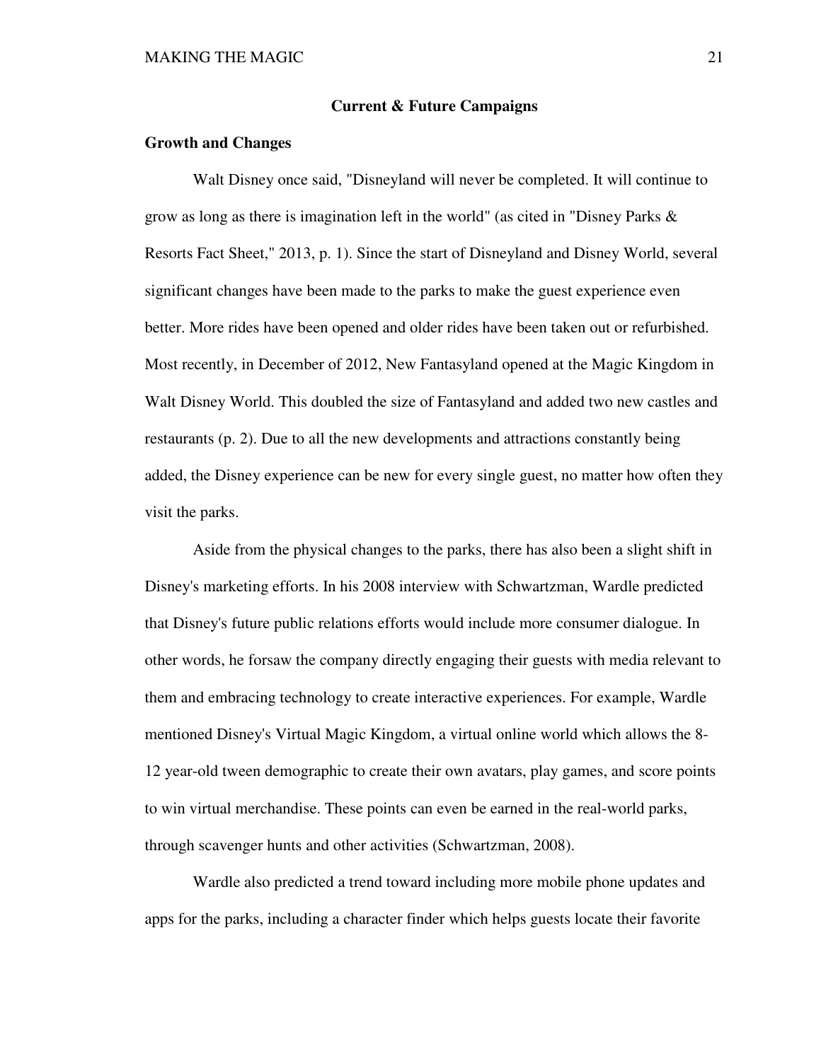## Current & Future Campaigns

### Growth and Changes

Walt Disney once said, "Disneyland will never be completed. It will continue to grow as long as there is imagination left in the world" (as cited in "Disney Parks & Resorts Fact Sheet," 2013, p. 1). Since the start of Disneyland and Disney World, several significant changes have been made to the parks to make the guest experience even better. More rides have been opened and older rides have been taken out or refurbished. Most recently, in December of 2012, New Fantasyland opened at the Magic Kingdom in Walt Disney World. This doubled the size of Fantasyland and added two new castles and restaurants (p. 2). Due to all the new developments and attractions constantly being added, the Disney experience can be new for every single guest, no matter how often they visit the parks.

Aside from the physical changes to the parks, there has also been a slight shift in Disney's marketing efforts. In his 2008 interview with Schwartzman, Wardle predicted that Disney's future public relations efforts would include more consumer dialogue. In other words, he forsaw the company directly engaging their guests with media relevant to them and embracing technology to create interactive experiences. For example, Wardle mentioned Disney's Virtual Magic Kingdom, a virtual online world which allows the 8-12 year-old tween demographic to create their own avatars, play games, and score points to win virtual merchandise. These points can even be earned in the real-world parks, through scavenger hunts and other activities (Schwartzman, 2008).

Wardle also predicted a trend toward including more mobile phone updates and apps for the parks, including a character finder which helps guests locate their favorite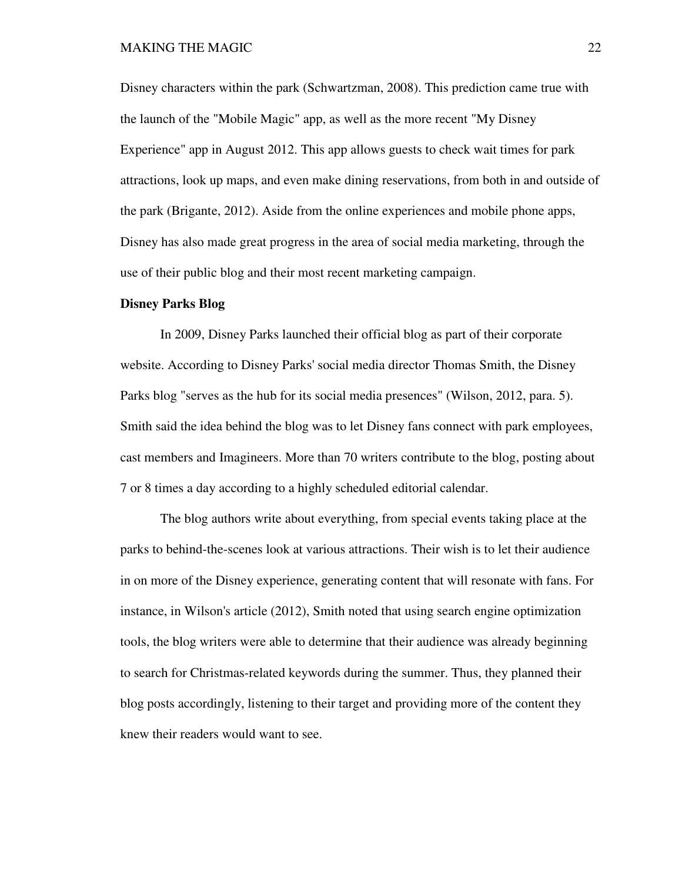Disney characters within the park (Schwartzman, 2008). This prediction came true with the launch of the "Mobile Magic" app, as well as the more recent "My Disney Experience" app in August 2012. This app allows guests to check wait times for park attractions, look up maps, and even make dining reservations, from both in and outside of the park (Brigante, 2012). Aside from the online experiences and mobile phone apps, Disney has also made great progress in the area of social media marketing, through the use of their public blog and their most recent marketing campaign.

**Disney Parks Blog**

In 2009, Disney Parks launched their official blog as part of their corporate website. According to Disney Parks' social media director Thomas Smith, the Disney Parks blog "serves as the hub for its social media presences" (Wilson, 2012, para. 5). Smith said the idea behind the blog was to let Disney fans connect with park employees, cast members and Imagineers. More than 70 writers contribute to the blog, posting about 7 or 8 times a day according to a highly scheduled editorial calendar.

The blog authors write about everything, from special events taking place at the parks to behind-the-scenes look at various attractions. Their wish is to let their audience in on more of the Disney experience, generating content that will resonate with fans. For instance, in Wilson's article (2012), Smith noted that using search engine optimization tools, the blog writers were able to determine that their audience was already beginning to search for Christmas-related keywords during the summer. Thus, they planned their blog posts accordingly, listening to their target and providing more of the content they knew their readers would want to see.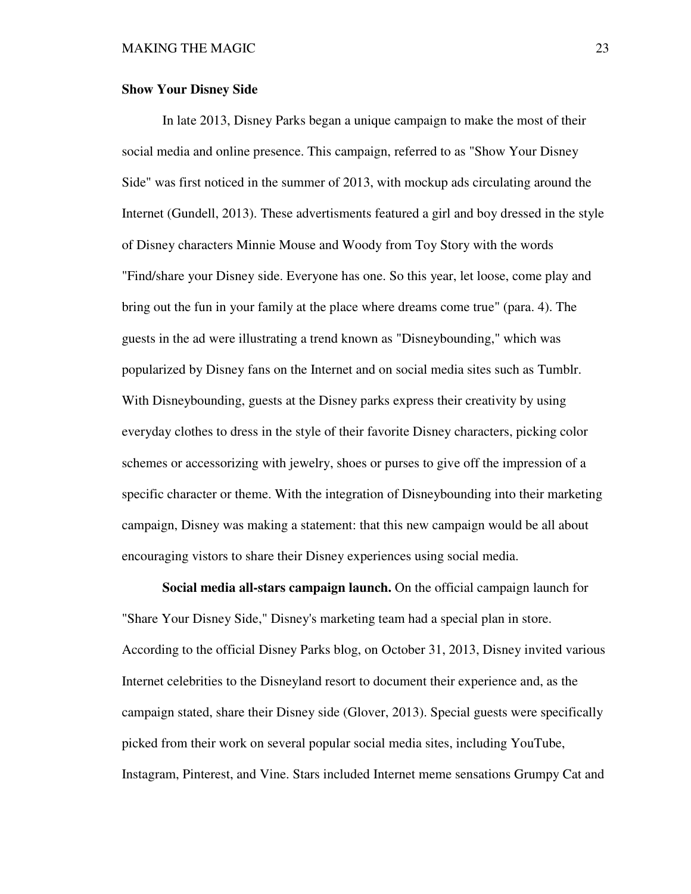## Show Your Disney Side

In late 2013, Disney Parks began a unique campaign to make the most of their social media and online presence. This campaign, referred to as "Show Your Disney Side" was first noticed in the summer of 2013, with mockup ads circulating around the Internet (Gundell, 2013). These advertisments featured a girl and boy dressed in the style of Disney characters Minnie Mouse and Woody from Toy Story with the words "Find/share your Disney side. Everyone has one. So this year, let loose, come play and bring out the fun in your family at the place where dreams come true" (para. 4). The guests in the ad were illustrating a trend known as "Disneybounding," which was popularized by Disney fans on the Internet and on social media sites such as Tumblr. With Disneybounding, guests at the Disney parks express their creativity by using everyday clothes to dress in the style of their favorite Disney characters, picking color schemes or accessorizing with jewelry, shoes or purses to give off the impression of a specific character or theme. With the integration of Disneybounding into their marketing campaign, Disney was making a statement: that this new campaign would be all about encouraging vistors to share their Disney experiences using social media.

**Social media all-stars campaign launch.** On the official campaign launch for "Share Your Disney Side," Disney's marketing team had a special plan in store. According to the official Disney Parks blog, on October 31, 2013, Disney invited various Internet celebrities to the Disneyland resort to document their experience and, as the campaign stated, share their Disney side (Glover, 2013). Special guests were specifically picked from their work on several popular social media sites, including YouTube, Instagram, Pinterest, and Vine. Stars included Internet meme sensations Grumpy Cat and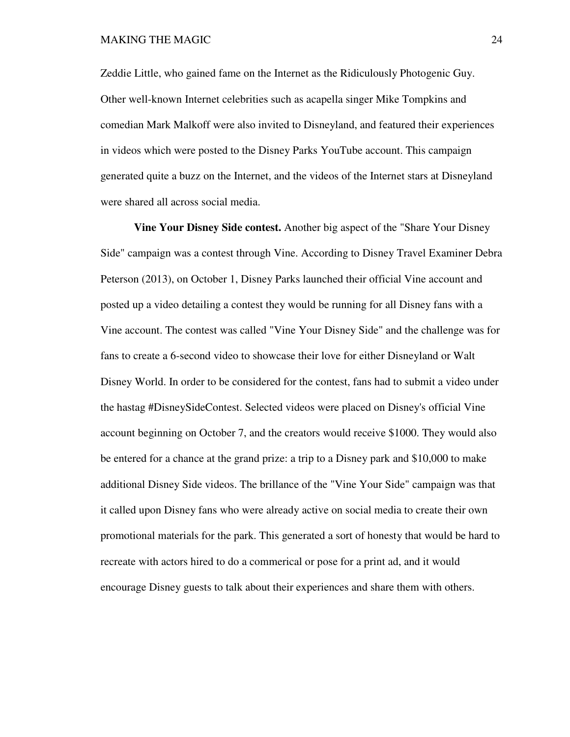Zeddie Little, who gained fame on the Internet as the Ridiculously Photogenic Guy. Other well-known Internet celebrities such as acapella singer Mike Tompkins and comedian Mark Malkoff were also invited to Disneyland, and featured their experiences in videos which were posted to the Disney Parks YouTube account. This campaign generated quite a buzz on the Internet, and the videos of the Internet stars at Disneyland were shared all across social media.

**Vine Your Disney Side contest.** Another big aspect of the "Share Your Disney Side" campaign was a contest through Vine. According to Disney Travel Examiner Debra Peterson (2013), on October 1, Disney Parks launched their official Vine account and posted up a video detailing a contest they would be running for all Disney fans with a Vine account. The contest was called "Vine Your Disney Side" and the challenge was for fans to create a 6-second video to showcase their love for either Disneyland or Walt Disney World. In order to be considered for the contest, fans had to submit a video under the hastag #DisneySideContest. Selected videos were placed on Disney's official Vine account beginning on October 7, and the creators would receive $1000. They would also be entered for a chance at the grand prize: a trip to a Disney park and $10,000 to make additional Disney Side videos. The brillance of the "Vine Your Side" campaign was that it called upon Disney fans who were already active on social media to create their own promotional materials for the park. This generated a sort of honesty that would be hard to recreate with actors hired to do a commerical or pose for a print ad, and it would encourage Disney guests to talk about their experiences and share them with others.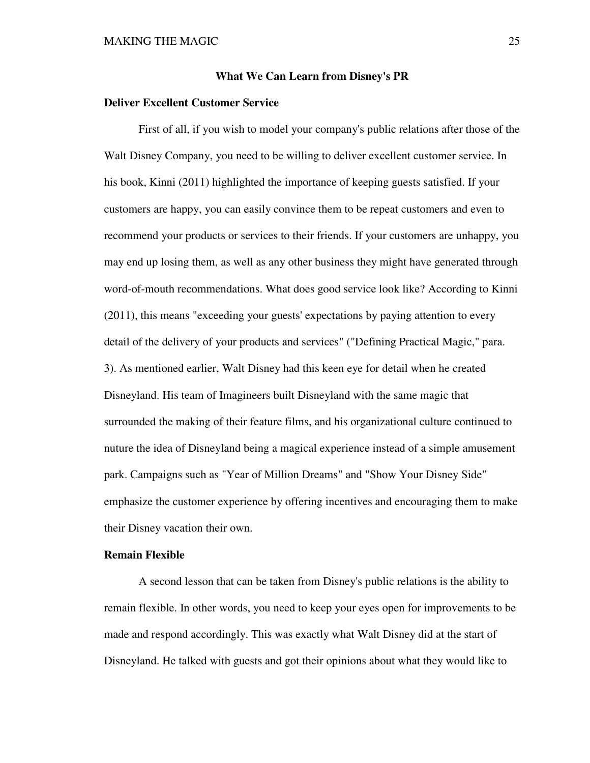## What We Can Learn from Disney's PR

### Deliver Excellent Customer Service

First of all, if you wish to model your company's public relations after those of the Walt Disney Company, you need to be willing to deliver excellent customer service. In his book, Kinni (2011) highlighted the importance of keeping guests satisfied. If your customers are happy, you can easily convince them to be repeat customers and even to recommend your products or services to their friends. If your customers are unhappy, you may end up losing them, as well as any other business they might have generated through word-of-mouth recommendations. What does good service look like? According to Kinni (2011), this means "exceeding your guests' expectations by paying attention to every detail of the delivery of your products and services" ("Defining Practical Magic," para. 3). As mentioned earlier, Walt Disney had this keen eye for detail when he created Disneyland. His team of Imagineers built Disneyland with the same magic that surrounded the making of their feature films, and his organizational culture continued to nuture the idea of Disneyland being a magical experience instead of a simple amusement park. Campaigns such as "Year of Million Dreams" and "Show Your Disney Side" emphasize the customer experience by offering incentives and encouraging them to make their Disney vacation their own.

### Remain Flexible

A second lesson that can be taken from Disney's public relations is the ability to remain flexible. In other words, you need to keep your eyes open for improvements to be made and respond accordingly. This was exactly what Walt Disney did at the start of Disneyland. He talked with guests and got their opinions about what they would like to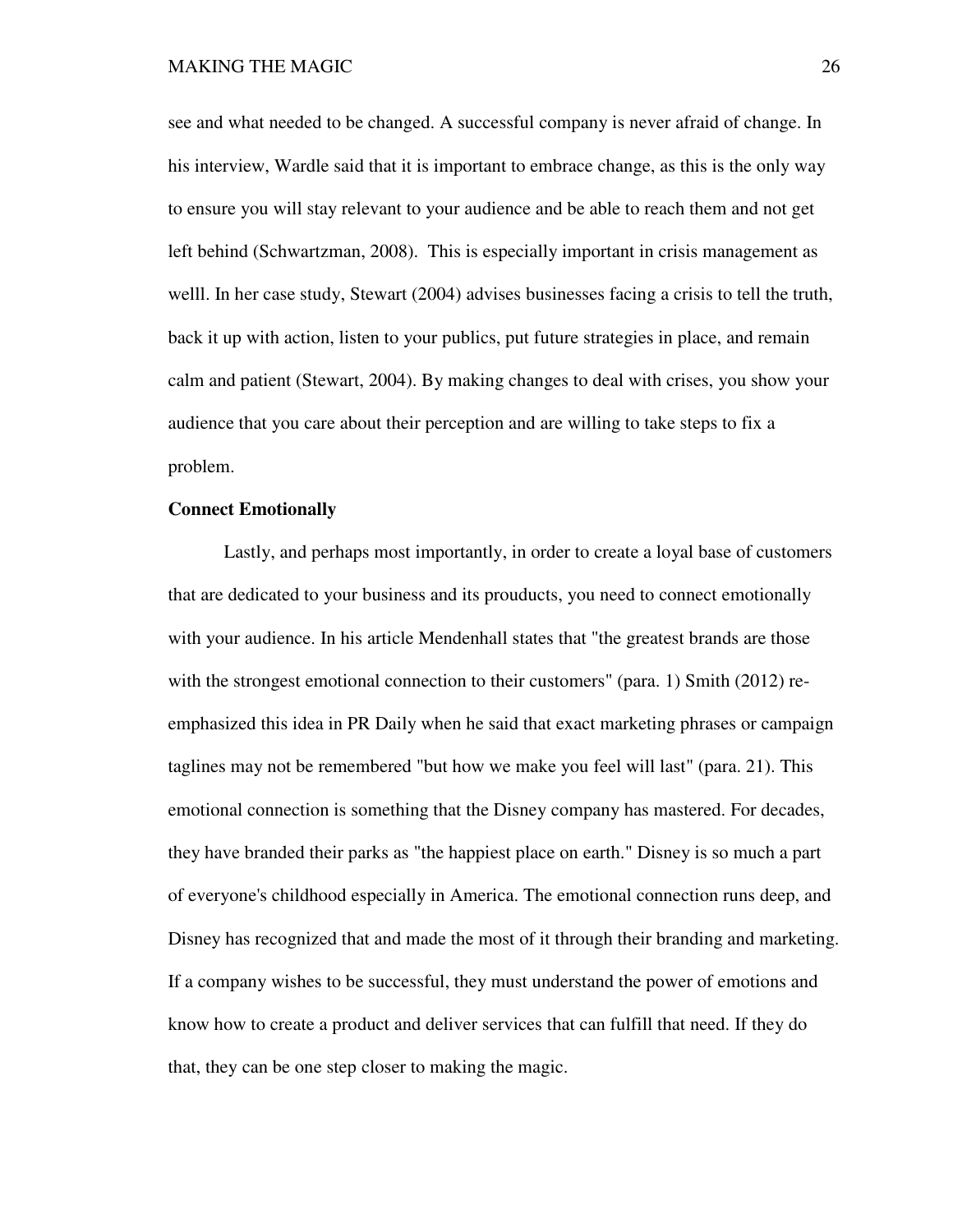see and what needed to be changed. A successful company is never afraid of change. In his interview, Wardle said that it is important to embrace change, as this is the only way to ensure you will stay relevant to your audience and be able to reach them and not get left behind (Schwartzman, 2008). This is especially important in crisis management as welll. In her case study, Stewart (2004) advises businesses facing a crisis to tell the truth, back it up with action, listen to your publics, put future strategies in place, and remain calm and patient (Stewart, 2004). By making changes to deal with crises, you show your audience that you care about their perception and are willing to take steps to fix a problem.

**Connect Emotionally**

Lastly, and perhaps most importantly, in order to create a loyal base of customers that are dedicated to your business and its prouducts, you need to connect emotionally with your audience. In his article Mendenhall states that "the greatest brands are those with the strongest emotional connection to their customers" (para. 1) Smith (2012) re-emphasized this idea in PR Daily when he said that exact marketing phrases or campaign taglines may not be remembered "but how we make you feel will last" (para. 21). This emotional connection is something that the Disney company has mastered. For decades, they have branded their parks as "the happiest place on earth." Disney is so much a part of everyone's childhood especially in America. The emotional connection runs deep, and Disney has recognized that and made the most of it through their branding and marketing. If a company wishes to be successful, they must understand the power of emotions and know how to create a product and deliver services that can fulfill that need. If they do that, they can be one step closer to making the magic.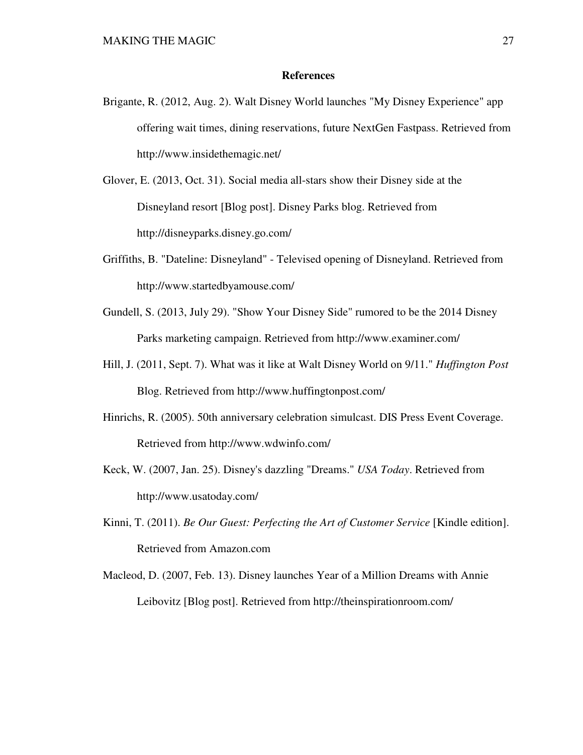# References

Brigante, R. (2012, Aug. 2). Walt Disney World launches "My Disney Experience" app offering wait times, dining reservations, future NextGen Fastpass. Retrieved from http://www.insidethemagic.net/

Glover, E. (2013, Oct. 31). Social media all-stars show their Disney side at the Disneyland resort [Blog post]. Disney Parks blog. Retrieved from http://disneyparks.disney.go.com/

Griffiths, B. "Dateline: Disneyland" - Televised opening of Disneyland. Retrieved from http://www.startedbyamouse.com/

Gundell, S. (2013, July 29). "Show Your Disney Side" rumored to be the 2014 Disney Parks marketing campaign. Retrieved from http://www.examiner.com/

Hill, J. (2011, Sept. 7). What was it like at Walt Disney World on 9/11." *Huffington Post* Blog. Retrieved from http://www.huffingtonpost.com/

Hinrichs, R. (2005). 50th anniversary celebration simulcast. DIS Press Event Coverage. Retrieved from http://www.wdwinfo.com/

Keck, W. (2007, Jan. 25). Disney's dazzling "Dreams." *USA Today*. Retrieved from http://www.usatoday.com/

Kinni, T. (2011). *Be Our Guest: Perfecting the Art of Customer Service* [Kindle edition]. Retrieved from Amazon.com

Macleod, D. (2007, Feb. 13). Disney launches Year of a Million Dreams with Annie Leibovitz [Blog post]. Retrieved from http://theinspirationroom.com/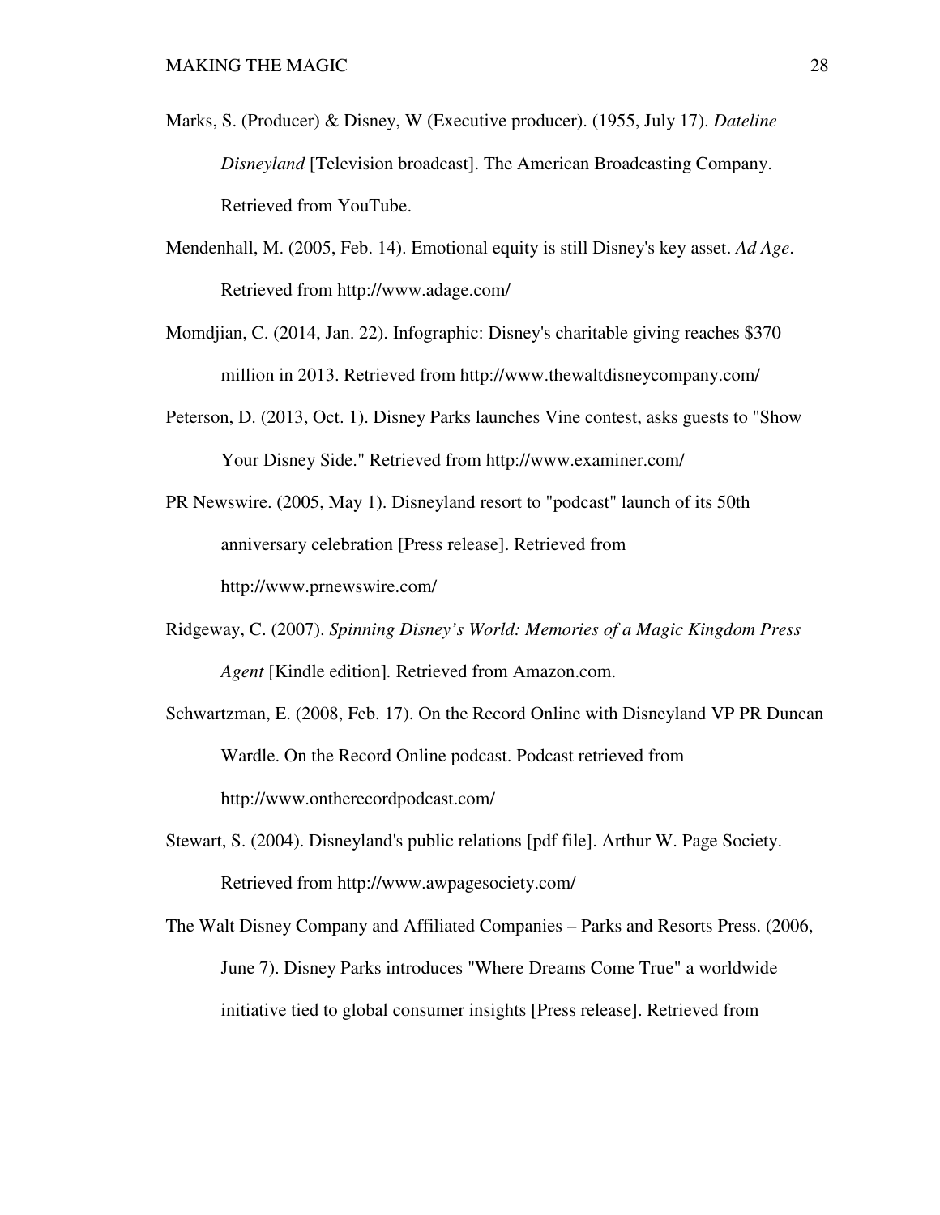Marks, S. (Producer) & Disney, W (Executive producer). (1955, July 17). *Dateline Disneyland* [Television broadcast]. The American Broadcasting Company. Retrieved from YouTube.

Mendenhall, M. (2005, Feb. 14). Emotional equity is still Disney's key asset. *Ad Age*. Retrieved from http://www.adage.com/

Momdjian, C. (2014, Jan. 22). Infographic: Disney's charitable giving reaches $370 million in 2013. Retrieved from http://www.thewaltdisneycompany.com/

Peterson, D. (2013, Oct. 1). Disney Parks launches Vine contest, asks guests to "Show Your Disney Side." Retrieved from http://www.examiner.com/

PR Newswire. (2005, May 1). Disneyland resort to "podcast" launch of its 50th anniversary celebration [Press release]. Retrieved from http://www.prnewswire.com/

Ridgeway, C. (2007). *Spinning Disney's World: Memories of a Magic Kingdom Press Agent* [Kindle edition]. Retrieved from Amazon.com.

Schwartzman, E. (2008, Feb. 17). On the Record Online with Disneyland VP PR Duncan Wardle. On the Record Online podcast. Podcast retrieved from http://www.ontherecordpodcast.com/

Stewart, S. (2004). Disneyland's public relations [pdf file]. Arthur W. Page Society. Retrieved from http://www.awpagesociety.com/

The Walt Disney Company and Affiliated Companies – Parks and Resorts Press. (2006, June 7). Disney Parks introduces "Where Dreams Come True" a worldwide initiative tied to global consumer insights [Press release]. Retrieved from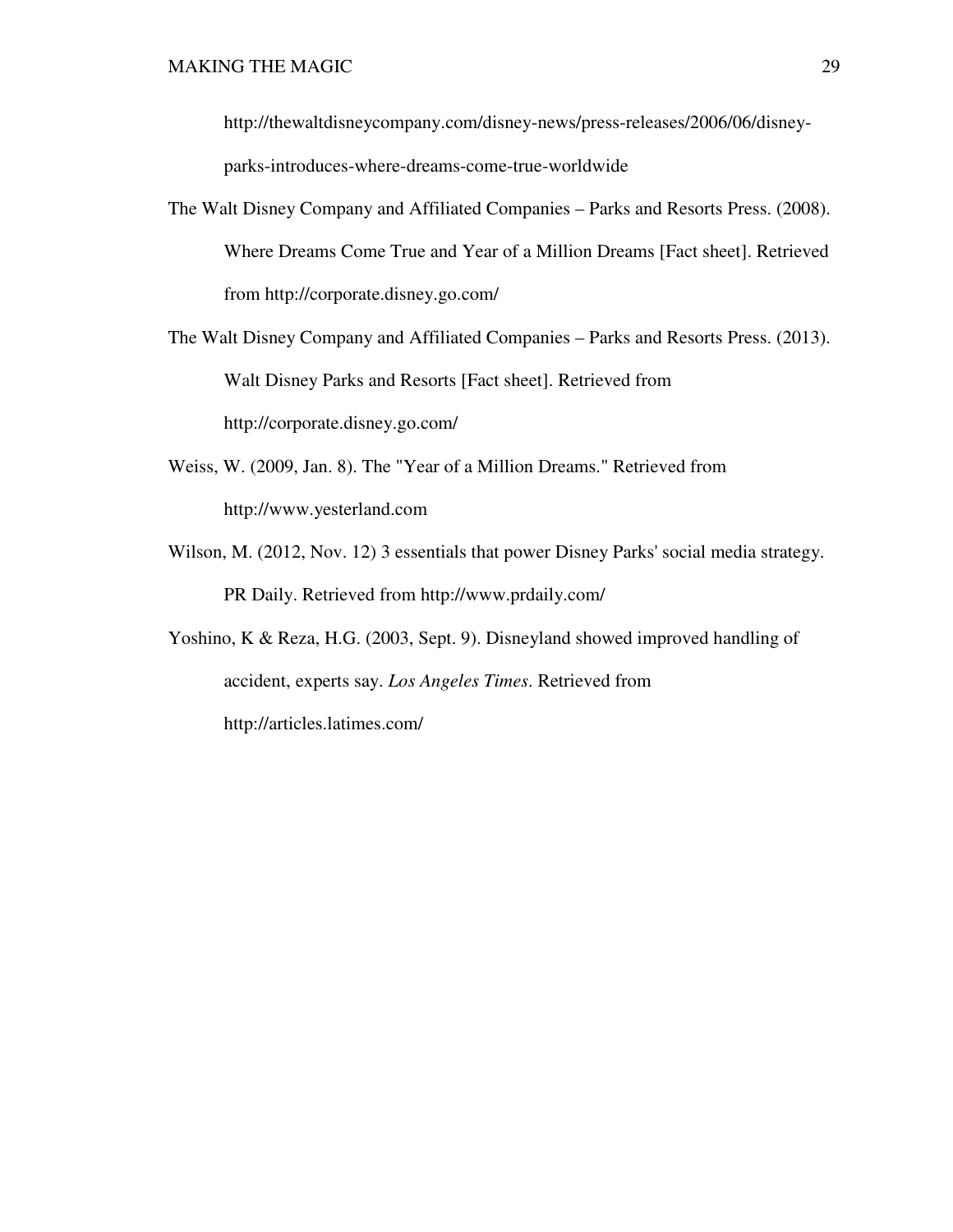http://thewaltdisneycompany.com/disney-news/press-releases/2006/06/disney-parks-introduces-where-dreams-come-true-worldwide

The Walt Disney Company and Affiliated Companies – Parks and Resorts Press. (2008). Where Dreams Come True and Year of a Million Dreams [Fact sheet]. Retrieved from http://corporate.disney.go.com/

The Walt Disney Company and Affiliated Companies – Parks and Resorts Press. (2013). Walt Disney Parks and Resorts [Fact sheet]. Retrieved from http://corporate.disney.go.com/

Weiss, W. (2009, Jan. 8). The "Year of a Million Dreams." Retrieved from http://www.yesterland.com

Wilson, M. (2012, Nov. 12) 3 essentials that power Disney Parks' social media strategy. PR Daily. Retrieved from http://www.prdaily.com/

Yoshino, K & Reza, H.G. (2003, Sept. 9). Disneyland showed improved handling of accident, experts say. *Los Angeles Times*. Retrieved from http://articles.latimes.com/